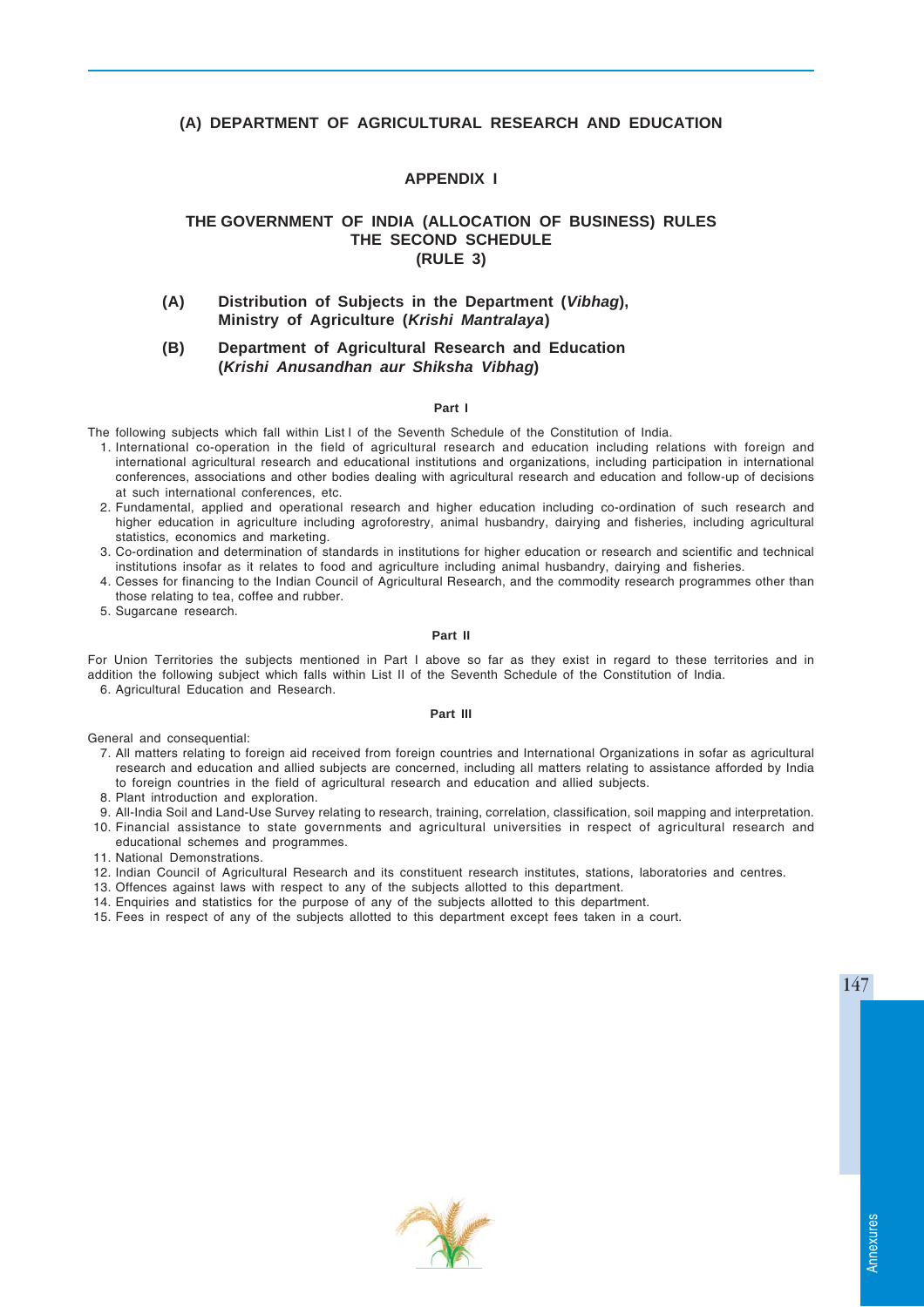## (A) DEPARTMENT OF AGRICULTURAL RESEARCH AND EDUCATION

### APPENDIX I

### THE GOVERNMENT OF INDIA (ALLOCATION OF BUSINESS) RULES
### THE SECOND SCHEDULE
### (RULE 3)

**(A) Distribution of Subjects in the Department (*Vibhag*), Ministry of Agriculture (*Krishi Mantralaya*)**

**(B) Department of Agricultural Research and Education (*Krishi Anusandhan aur Shiksha Vibhag*)**

#### Part I

The following subjects which fall within List I of the Seventh Schedule of the Constitution of India.

1. International co-operation in the field of agricultural research and education including relations with foreign and international agricultural research and educational institutions and organizations, including participation in international conferences, associations and other bodies dealing with agricultural research and education and follow-up of decisions at such international conferences, etc.
2. Fundamental, applied and operational research and higher education including co-ordination of such research and higher education in agriculture including agroforestry, animal husbandry, dairying and fisheries, including agricultural statistics, economics and marketing.
3. Co-ordination and determination of standards in institutions for higher education or research and scientific and technical institutions insofar as it relates to food and agriculture including animal husbandry, dairying and fisheries.
4. Cesses for financing to the Indian Council of Agricultural Research, and the commodity research programmes other than those relating to tea, coffee and rubber.
5. Sugarcane research.

#### Part II

For Union Territories the subjects mentioned in Part I above so far as they exist in regard to these territories and in addition the following subject which falls within List II of the Seventh Schedule of the Constitution of India.

6. Agricultural Education and Research.

#### Part III

General and consequential:

7. All matters relating to foreign aid received from foreign countries and International Organizations in sofar as agricultural research and education and allied subjects are concerned, including all matters relating to assistance afforded by India to foreign countries in the field of agricultural research and education and allied subjects.
8. Plant introduction and exploration.
9. All-India Soil and Land-Use Survey relating to research, training, correlation, classification, soil mapping and interpretation.
10. Financial assistance to state governments and agricultural universities in respect of agricultural research and educational schemes and programmes.
11. National Demonstrations.
12. Indian Council of Agricultural Research and its constituent research institutes, stations, laboratories and centres.
13. Offences against laws with respect to any of the subjects allotted to this department.
14. Enquiries and statistics for the purpose of any of the subjects allotted to this department.
15. Fees in respect of any of the subjects allotted to this department except fees taken in a court.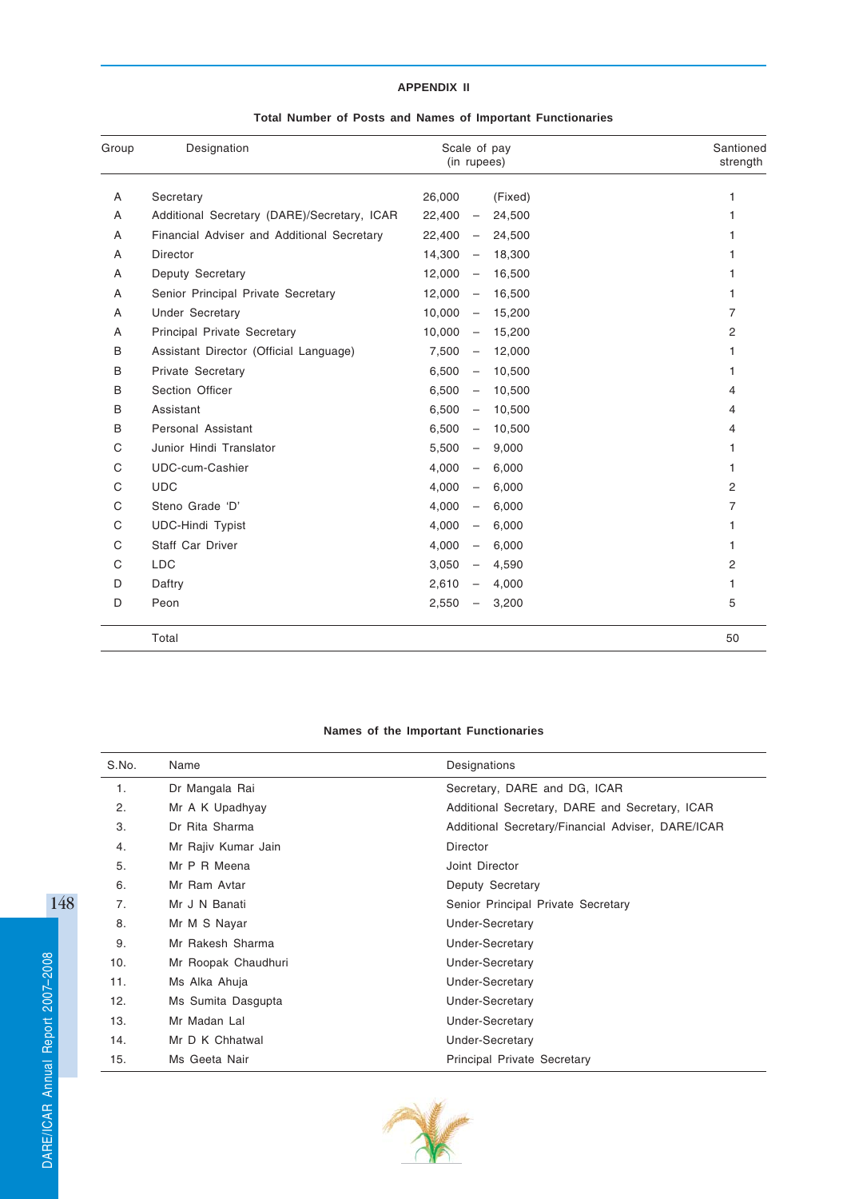## APPENDIX II

### Total Number of Posts and Names of Important Functionaries

| Group | Designation | Scale of pay (in rupees) | Santioned strength |
|---|---|---|---|
| A | Secretary | 26,000 (Fixed) | 1 |
| A | Additional Secretary (DARE)/Secretary, ICAR | 22,400 – 24,500 | 1 |
| A | Financial Adviser and Additional Secretary | 22,400 – 24,500 | 1 |
| A | Director | 14,300 – 18,300 | 1 |
| A | Deputy Secretary | 12,000 – 16,500 | 1 |
| A | Senior Principal Private Secretary | 12,000 – 16,500 | 1 |
| A | Under Secretary | 10,000 – 15,200 | 7 |
| A | Principal Private Secretary | 10,000 – 15,200 | 2 |
| B | Assistant Director (Official Language) | 7,500 – 12,000 | 1 |
| B | Private Secretary | 6,500 – 10,500 | 1 |
| B | Section Officer | 6,500 – 10,500 | 4 |
| B | Assistant | 6,500 – 10,500 | 4 |
| B | Personal Assistant | 6,500 – 10,500 | 4 |
| C | Junior Hindi Translator | 5,500 – 9,000 | 1 |
| C | UDC-cum-Cashier | 4,000 – 6,000 | 1 |
| C | UDC | 4,000 – 6,000 | 2 |
| C | Steno Grade 'D' | 4,000 – 6,000 | 7 |
| C | UDC-Hindi Typist | 4,000 – 6,000 | 1 |
| C | Staff Car Driver | 4,000 – 6,000 | 1 |
| C | LDC | 3,050 – 4,590 | 2 |
| D | Daftry | 2,610 – 4,000 | 1 |
| D | Peon | 2,550 – 3,200 | 5 |
| | Total | | 50 |

### Names of the Important Functionaries

| S.No. | Name | Designations |
|---|---|---|
| 1. | Dr Mangala Rai | Secretary, DARE and DG, ICAR |
| 2. | Mr A K Upadhyay | Additional Secretary, DARE and Secretary, ICAR |
| 3. | Dr Rita Sharma | Additional Secretary/Financial Adviser, DARE/ICAR |
| 4. | Mr Rajiv Kumar Jain | Director |
| 5. | Mr P R Meena | Joint Director |
| 6. | Mr Ram Avtar | Deputy Secretary |
| 7. | Mr J N Banati | Senior Principal Private Secretary |
| 8. | Mr M S Nayar | Under-Secretary |
| 9. | Mr Rakesh Sharma | Under-Secretary |
| 10. | Mr Roopak Chaudhuri | Under-Secretary |
| 11. | Ms Alka Ahuja | Under-Secretary |
| 12. | Ms Sumita Dasgupta | Under-Secretary |
| 13. | Mr Madan Lal | Under-Secretary |
| 14. | Mr D K Chhatwal | Under-Secretary |
| 15. | Ms Geeta Nair | Principal Private Secretary |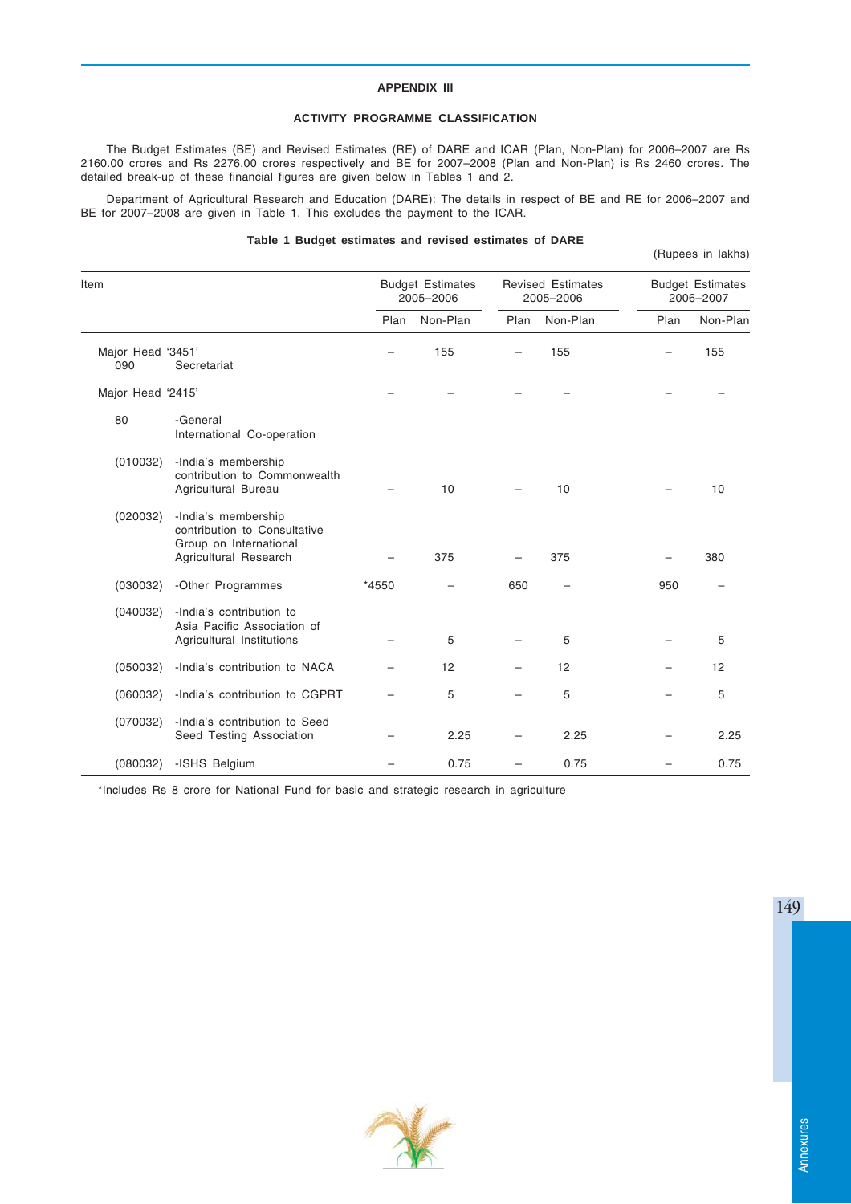## APPENDIX III

### ACTIVITY PROGRAMME CLASSIFICATION

The Budget Estimates (BE) and Revised Estimates (RE) of DARE and ICAR (Plan, Non-Plan) for 2006–2007 are Rs 2160.00 crores and Rs 2276.00 crores respectively and BE for 2007–2008 (Plan and Non-Plan) is Rs 2460 crores. The detailed break-up of these financial figures are given below in Tables 1 and 2.

Department of Agricultural Research and Education (DARE): The details in respect of BE and RE for 2006–2007 and BE for 2007–2008 are given in Table 1. This excludes the payment to the ICAR.

**Table 1 Budget estimates and revised estimates of DARE**

(Rupees in lakhs)

| Item | | Budget Estimates 2005–2006 | | Revised Estimates 2005–2006 | | Budget Estimates 2006–2007 | |
|---|---|---|---|---|---|---|---|
| | | Plan | Non-Plan | Plan | Non-Plan | Plan | Non-Plan |
| Major Head '3451' 090 | Secretariat | – | 155 | – | 155 | – | 155 |
| Major Head '2415' | | – | – | – | – | – | – |
| 80 | -General International Co-operation | | | | | | |
| (010032) | -India's membership contribution to Commonwealth Agricultural Bureau | – | 10 | – | 10 | – | 10 |
| (020032) | -India's membership contribution to Consultative Group on International Agricultural Research | – | 375 | – | 375 | – | 380 |
| (030032) | -Other Programmes | *4550 | – | 650 | – | 950 | – |
| (040032) | -India's contribution to Asia Pacific Association of Agricultural Institutions | – | 5 | – | 5 | – | 5 |
| (050032) | -India's contribution to NACA | – | 12 | – | 12 | – | 12 |
| (060032) | -India's contribution to CGPRT | – | 5 | – | 5 | – | 5 |
| (070032) | -India's contribution to Seed Seed Testing Association | – | 2.25 | – | 2.25 | – | 2.25 |
| (080032) | -ISHS Belgium | – | 0.75 | – | 0.75 | – | 0.75 |

*Includes Rs 8 crore for National Fund for basic and strategic research in agriculture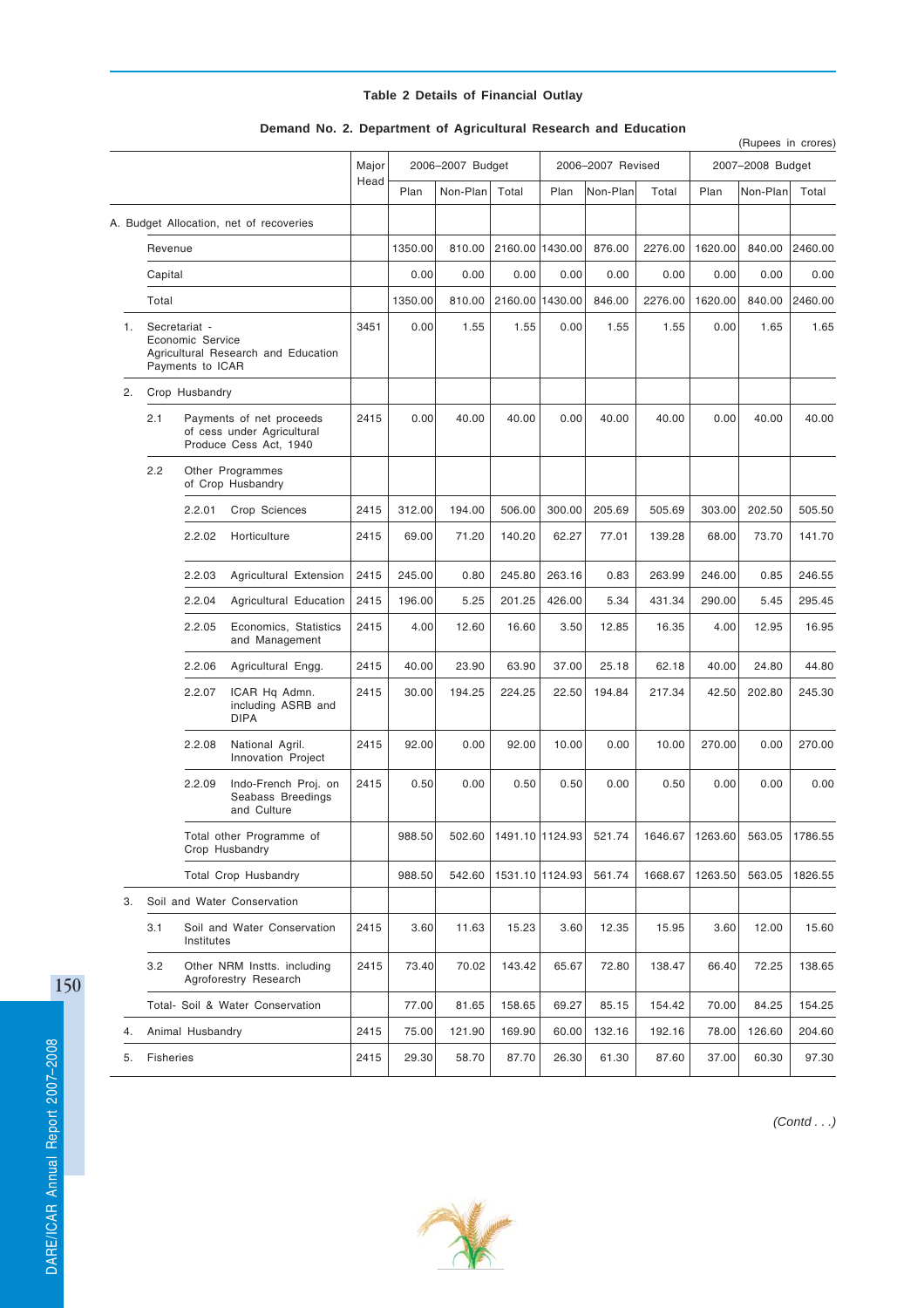### Table 2 Details of Financial Outlay

#### Demand No. 2. Department of Agricultural Research and Education

(Rupees in crores)

| | | | | Major Head | 2006–2007 Budget | | | 2006–2007 Revised | | | 2007–2008 Budget | | |
|---|---|---|---|---|---|---|---|---|---|---|---|---|---|
| | | | | | Plan | Non-Plan | Total | Plan | Non-Plan | Total | Plan | Non-Plan | Total |
| A. Budget Allocation, net of recoveries | | | | | | | | | | | | | |
| | Revenue | | | | 1350.00 | 810.00 | 2160.00 | 1430.00 | 876.00 | 2276.00 | 1620.00 | 840.00 | 2460.00 |
| | Capital | | | | 0.00 | 0.00 | 0.00 | 0.00 | 0.00 | 0.00 | 0.00 | 0.00 | 0.00 |
| | Total | | | | 1350.00 | 810.00 | 2160.00 | 1430.00 | 846.00 | 2276.00 | 1620.00 | 840.00 | 2460.00 |
| 1. | Secretariat - Economic Service Agricultural Research and Education Payments to ICAR | | | 3451 | 0.00 | 1.55 | 1.55 | 0.00 | 1.55 | 1.55 | 0.00 | 1.65 | 1.65 |
| 2. | Crop Husbandry | | | | | | | | | | | | |
| | 2.1 | Payments of net proceeds of cess under Agricultural Produce Cess Act, 1940 | | 2415 | 0.00 | 40.00 | 40.00 | 0.00 | 40.00 | 40.00 | 0.00 | 40.00 | 40.00 |
| | 2.2 | Other Programmes of Crop Husbandry | | | | | | | | | | | |
| | | 2.2.01 | Crop Sciences | 2415 | 312.00 | 194.00 | 506.00 | 300.00 | 205.69 | 505.69 | 303.00 | 202.50 | 505.50 |
| | | 2.2.02 | Horticulture | 2415 | 69.00 | 71.20 | 140.20 | 62.27 | 77.01 | 139.28 | 68.00 | 73.70 | 141.70 |
| | | 2.2.03 | Agricultural Extension | 2415 | 245.00 | 0.80 | 245.80 | 263.16 | 0.83 | 263.99 | 246.00 | 0.85 | 246.55 |
| | | 2.2.04 | Agricultural Education | 2415 | 196.00 | 5.25 | 201.25 | 426.00 | 5.34 | 431.34 | 290.00 | 5.45 | 295.45 |
| | | 2.2.05 | Economics, Statistics and Management | 2415 | 4.00 | 12.60 | 16.60 | 3.50 | 12.85 | 16.35 | 4.00 | 12.95 | 16.95 |
| | | 2.2.06 | Agricultural Engg. | 2415 | 40.00 | 23.90 | 63.90 | 37.00 | 25.18 | 62.18 | 40.00 | 24.80 | 44.80 |
| | | 2.2.07 | ICAR Hq Admn. including ASRB and DIPA | 2415 | 30.00 | 194.25 | 224.25 | 22.50 | 194.84 | 217.34 | 42.50 | 202.80 | 245.30 |
| | | 2.2.08 | National Agril. Innovation Project | 2415 | 92.00 | 0.00 | 92.00 | 10.00 | 0.00 | 10.00 | 270.00 | 0.00 | 270.00 |
| | | 2.2.09 | Indo-French Proj. on Seabass Breedings and Culture | 2415 | 0.50 | 0.00 | 0.50 | 0.50 | 0.00 | 0.50 | 0.00 | 0.00 | 0.00 |
| | | Total other Programme of Crop Husbandry | | | 988.50 | 502.60 | 1491.10 | 1124.93 | 521.74 | 1646.67 | 1263.60 | 563.05 | 1786.55 |
| | | Total Crop Husbandry | | | 988.50 | 542.60 | 1531.10 | 1124.93 | 561.74 | 1668.67 | 1263.50 | 563.05 | 1826.55 |
| 3. | Soil and Water Conservation | | | | | | | | | | | | |
| | 3.1 | Soil and Water Conservation Institutes | | 2415 | 3.60 | 11.63 | 15.23 | 3.60 | 12.35 | 15.95 | 3.60 | 12.00 | 15.60 |
| | 3.2 | Other NRM Instts. including Agroforestry Research | | 2415 | 73.40 | 70.02 | 143.42 | 65.67 | 72.80 | 138.47 | 66.40 | 72.25 | 138.65 |
| | Total- Soil & Water Conservation | | | | 77.00 | 81.65 | 158.65 | 69.27 | 85.15 | 154.42 | 70.00 | 84.25 | 154.25 |
| 4. | Animal Husbandry | | | 2415 | 75.00 | 121.90 | 169.90 | 60.00 | 132.16 | 192.16 | 78.00 | 126.60 | 204.60 |
| 5. | Fisheries | | | 2415 | 29.30 | 58.70 | 87.70 | 26.30 | 61.30 | 87.60 | 37.00 | 60.30 | 97.30 |

*(Contd . . .)*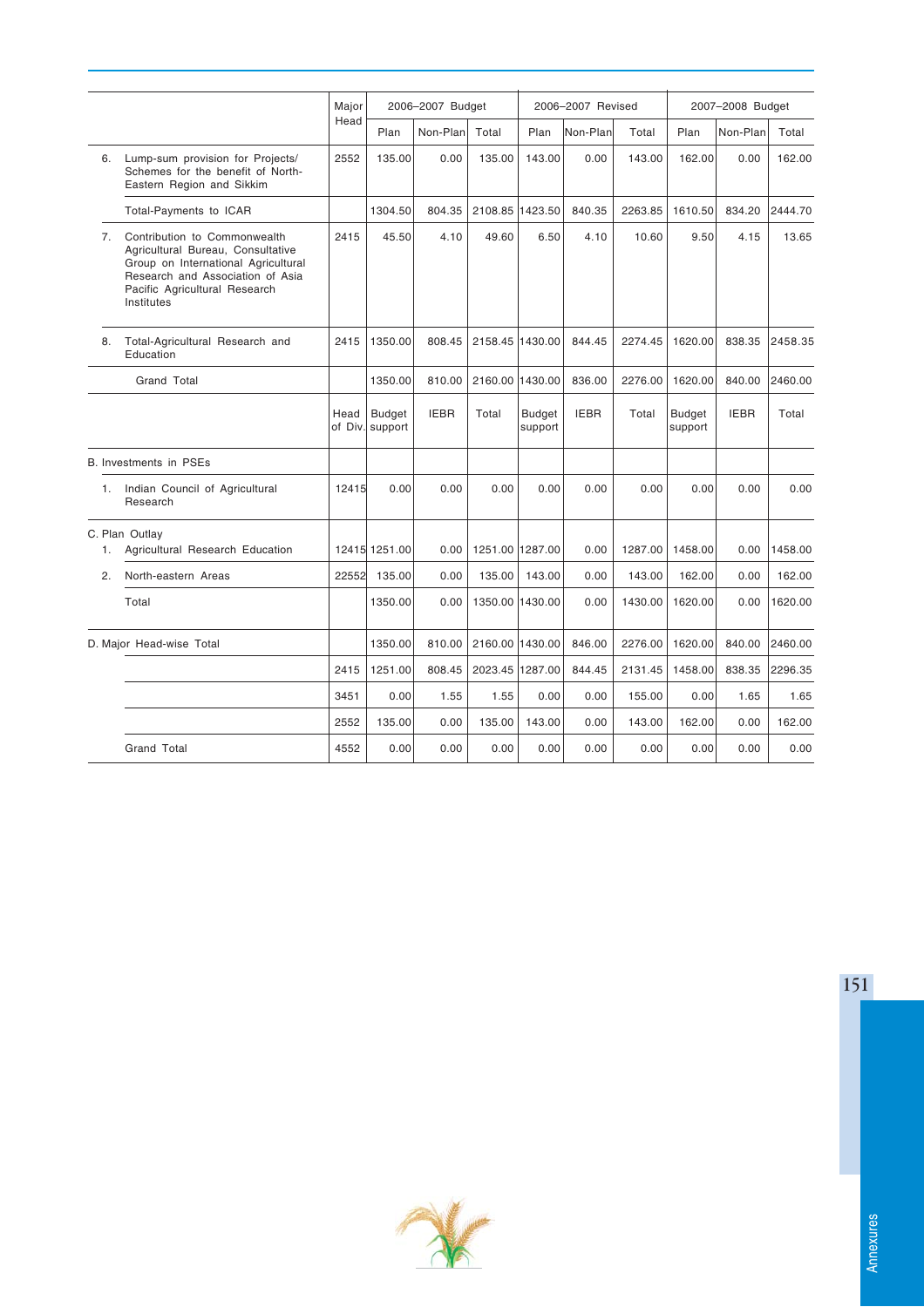| | | Major Head | 2006–2007 Budget | | | 2006–2007 Revised | | | 2007–2008 Budget | | |
|---|---|---|---|---|---|---|---|---|---|---|---|
| | | | Plan | Non-Plan | Total | Plan | Non-Plan | Total | Plan | Non-Plan | Total |
| 6. | Lump-sum provision for Projects/ Schemes for the benefit of North-Eastern Region and Sikkim | 2552 | 135.00 | 0.00 | 135.00 | 143.00 | 0.00 | 143.00 | 162.00 | 0.00 | 162.00 |
| | Total-Payments to ICAR | | 1304.50 | 804.35 | 2108.85 | 1423.50 | 840.35 | 2263.85 | 1610.50 | 834.20 | 2444.70 |
| 7. | Contribution to Commonwealth Agricultural Bureau, Consultative Group on International Agricultural Research and Association of Asia Pacific Agricultural Research Institutes | 2415 | 45.50 | 4.10 | 49.60 | 6.50 | 4.10 | 10.60 | 9.50 | 4.15 | 13.65 |
| 8. | Total-Agricultural Research and Education | 2415 | 1350.00 | 808.45 | 2158.45 | 1430.00 | 844.45 | 2274.45 | 1620.00 | 838.35 | 2458.35 |
| | Grand Total | | 1350.00 | 810.00 | 2160.00 | 1430.00 | 836.00 | 2276.00 | 1620.00 | 840.00 | 2460.00 |
| | | Head of Div. | Budget support | IEBR | Total | Budget support | IEBR | Total | Budget support | IEBR | Total |
| B. Investments in PSEs | | | | | | | | | | | |
| 1. | Indian Council of Agricultural Research | 12415 | 0.00 | 0.00 | 0.00 | 0.00 | 0.00 | 0.00 | 0.00 | 0.00 | 0.00 |
| C. Plan Outlay | | | | | | | | | | | |
| 1. | Agricultural Research Education | 12415 | 1251.00 | 0.00 | 1251.00 | 1287.00 | 0.00 | 1287.00 | 1458.00 | 0.00 | 1458.00 |
| 2. | North-eastern Areas | 22552 | 135.00 | 0.00 | 135.00 | 143.00 | 0.00 | 143.00 | 162.00 | 0.00 | 162.00 |
| | Total | | 1350.00 | 0.00 | 1350.00 | 1430.00 | 0.00 | 1430.00 | 1620.00 | 0.00 | 1620.00 |
| D. Major Head-wise Total | | | 1350.00 | 810.00 | 2160.00 | 1430.00 | 846.00 | 2276.00 | 1620.00 | 840.00 | 2460.00 |
| | | 2415 | 1251.00 | 808.45 | 2023.45 | 1287.00 | 844.45 | 2131.45 | 1458.00 | 838.35 | 2296.35 |
| | | 3451 | 0.00 | 1.55 | 1.55 | 0.00 | 0.00 | 155.00 | 0.00 | 1.65 | 1.65 |
| | | 2552 | 135.00 | 0.00 | 135.00 | 143.00 | 0.00 | 143.00 | 162.00 | 0.00 | 162.00 |
| | Grand Total | 4552 | 0.00 | 0.00 | 0.00 | 0.00 | 0.00 | 0.00 | 0.00 | 0.00 | 0.00 |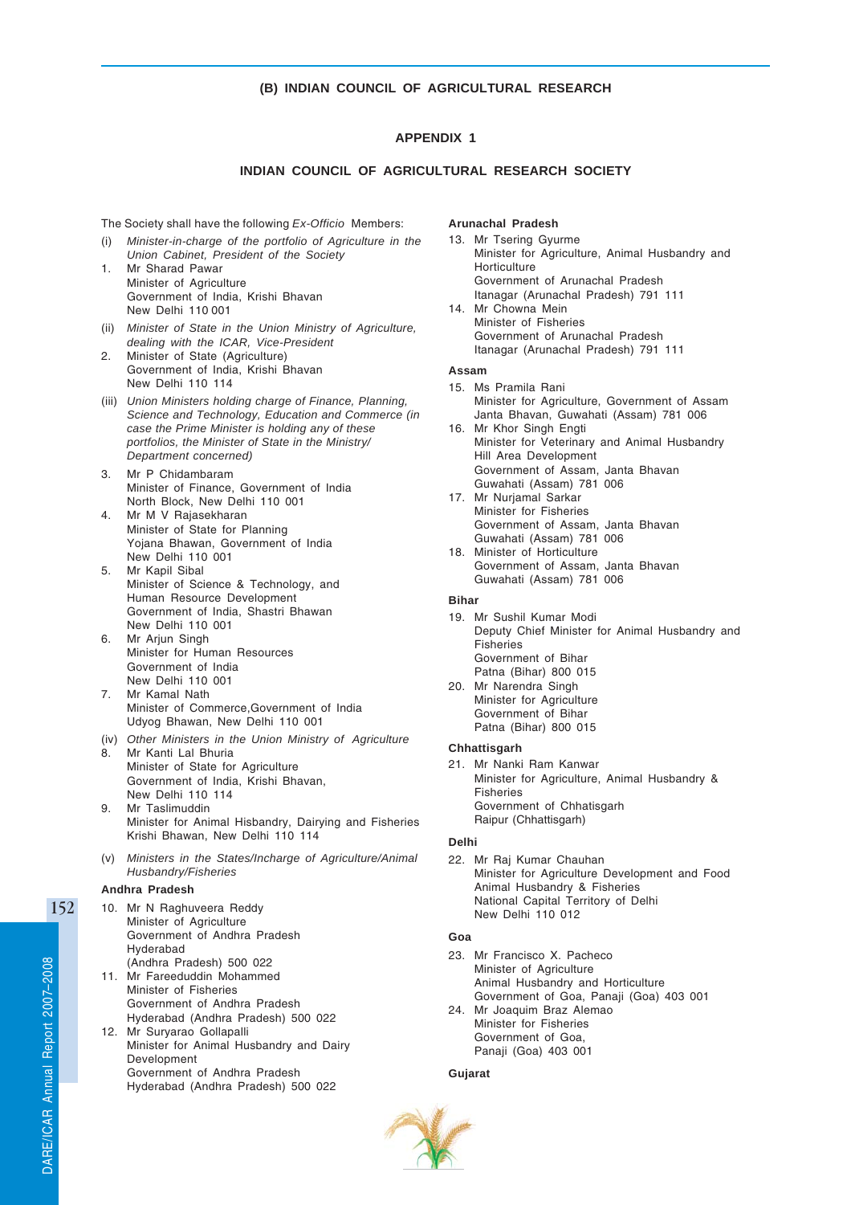### (B) INDIAN COUNCIL OF AGRICULTURAL RESEARCH

### APPENDIX 1

### INDIAN COUNCIL OF AGRICULTURAL RESEARCH SOCIETY

The Society shall have the following *Ex-Officio* Members:

(i) *Minister-in-charge of the portfolio of Agriculture in the Union Cabinet, President of the Society*

1. Mr Sharad Pawar
   Minister of Agriculture
   Government of India, Krishi Bhavan
   New Delhi 110 001

(ii) *Minister of State in the Union Ministry of Agriculture, dealing with the ICAR, Vice-President*

2. Minister of State (Agriculture)
   Government of India, Krishi Bhavan
   New Delhi 110 114

(iii) *Union Ministers holding charge of Finance, Planning, Science and Technology, Education and Commerce (in case the Prime Minister is holding any of these portfolios, the Minister of State in the Ministry/ Department concerned)*

3. Mr P Chidambaram
   Minister of Finance, Government of India
   North Block, New Delhi 110 001
4. Mr M V Rajasekharan
   Minister of State for Planning
   Yojana Bhawan, Government of India
   New Delhi 110 001
5. Mr Kapil Sibal
   Minister of Science & Technology, and Human Resource Development
   Government of India, Shastri Bhawan
   New Delhi 110 001
6. Mr Arjun Singh
   Minister for Human Resources
   Government of India
   New Delhi 110 001
7. Mr Kamal Nath
   Minister of Commerce,Government of India
   Udyog Bhawan, New Delhi 110 001

(iv) *Other Ministers in the Union Ministry of Agriculture*

8. Mr Kanti Lal Bhuria
   Minister of State for Agriculture
   Government of India, Krishi Bhavan,
   New Delhi 110 114
9. Mr Taslimuddin
   Minister for Animal Hisbandry, Dairying and Fisheries
   Krishi Bhawan, New Delhi 110 114

(v) *Ministers in the States/Incharge of Agriculture/Animal Husbandry/Fisheries*

**Andhra Pradesh**

10. Mr N Raghuveera Reddy
    Minister of Agriculture
    Government of Andhra Pradesh
    Hyderabad
    (Andhra Pradesh) 500 022
11. Mr Fareeduddin Mohammed
    Minister of Fisheries
    Government of Andhra Pradesh
    Hyderabad (Andhra Pradesh) 500 022
12. Mr Suryarao Gollapalli
    Minister for Animal Husbandry and Dairy Development
    Government of Andhra Pradesh
    Hyderabad (Andhra Pradesh) 500 022

**Arunachal Pradesh**

13. Mr Tsering Gyurme
    Minister for Agriculture, Animal Husbandry and Horticulture
    Government of Arunachal Pradesh
    Itanagar (Arunachal Pradesh) 791 111
14. Mr Chowna Mein
    Minister of Fisheries
    Government of Arunachal Pradesh
    Itanagar (Arunachal Pradesh) 791 111

**Assam**

15. Ms Pramila Rani
    Minister for Agriculture, Government of Assam
    Janta Bhavan, Guwahati (Assam) 781 006
16. Mr Khor Singh Engti
    Minister for Veterinary and Animal Husbandry
    Hill Area Development
    Government of Assam, Janta Bhavan
    Guwahati (Assam) 781 006
17. Mr Nurjamal Sarkar
    Minister for Fisheries
    Government of Assam, Janta Bhavan
    Guwahati (Assam) 781 006
18. Minister of Horticulture
    Government of Assam, Janta Bhavan
    Guwahati (Assam) 781 006

**Bihar**

19. Mr Sushil Kumar Modi
    Deputy Chief Minister for Animal Husbandry and Fisheries
    Government of Bihar
    Patna (Bihar) 800 015
20. Mr Narendra Singh
    Minister for Agriculture
    Government of Bihar
    Patna (Bihar) 800 015

**Chhattisgarh**

21. Mr Nanki Ram Kanwar
    Minister for Agriculture, Animal Husbandry & Fisheries
    Government of Chhatisgarh
    Raipur (Chhattisgarh)

**Delhi**

22. Mr Raj Kumar Chauhan
    Minister for Agriculture Development and Food
    Animal Husbandry & Fisheries
    National Capital Territory of Delhi
    New Delhi 110 012

**Goa**

23. Mr Francisco X. Pacheco
    Minister of Agriculture
    Animal Husbandry and Horticulture
    Government of Goa, Panaji (Goa) 403 001
24. Mr Joaquim Braz Alemao
    Minister for Fisheries
    Government of Goa,
    Panaji (Goa) 403 001

**Gujarat**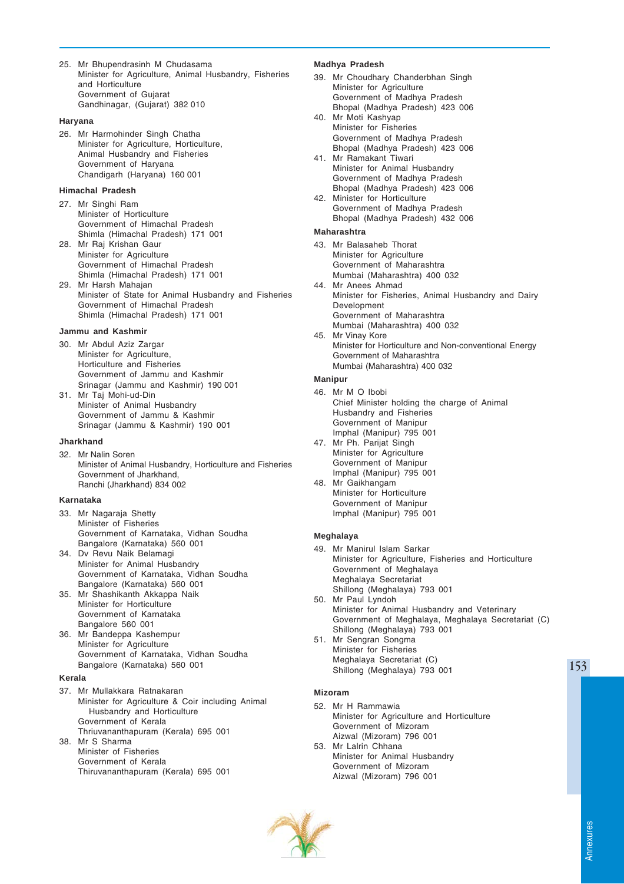25. Mr Bhupendrasinh M Chudasama
    Minister for Agriculture, Animal Husbandry, Fisheries and Horticulture
    Government of Gujarat
    Gandhinagar, (Gujarat) 382 010

**Haryana**

26. Mr Harmohinder Singh Chatha
    Minister for Agriculture, Horticulture, Animal Husbandry and Fisheries
    Government of Haryana
    Chandigarh (Haryana) 160 001

**Himachal Pradesh**

27. Mr Singhi Ram
    Minister of Horticulture
    Government of Himachal Pradesh
    Shimla (Himachal Pradesh) 171 001
28. Mr Raj Krishan Gaur
    Minister for Agriculture
    Government of Himachal Pradesh
    Shimla (Himachal Pradesh) 171 001
29. Mr Harsh Mahajan
    Minister of State for Animal Husbandry and Fisheries
    Government of Himachal Pradesh
    Shimla (Himachal Pradesh) 171 001

**Jammu and Kashmir**

30. Mr Abdul Aziz Zargar
    Minister for Agriculture, Horticulture and Fisheries
    Government of Jammu and Kashmir
    Srinagar (Jammu and Kashmir) 190 001
31. Mr Taj Mohi-ud-Din
    Minister of Animal Husbandry
    Government of Jammu & Kashmir
    Srinagar (Jammu & Kashmir) 190 001

**Jharkhand**

32. Mr Nalin Soren
    Minister of Animal Husbandry, Horticulture and Fisheries
    Government of Jharkhand,
    Ranchi (Jharkhand) 834 002

**Karnataka**

33. Mr Nagaraja Shetty
    Minister of Fisheries
    Government of Karnataka, Vidhan Soudha
    Bangalore (Karnataka) 560 001
34. Dv Revu Naik Belamagi
    Minister for Animal Husbandry
    Government of Karnataka, Vidhan Soudha
    Bangalore (Karnataka) 560 001
35. Mr Shashikanth Akkappa Naik
    Minister for Horticulture
    Government of Karnataka
    Bangalore 560 001
36. Mr Bandeppa Kashempur
    Minister for Agriculture
    Government of Karnataka, Vidhan Soudha
    Bangalore (Karnataka) 560 001

**Kerala**

37. Mr Mullakkara Ratnakaran
    Minister for Agriculture & Coir including Animal Husbandry and Horticulture
    Government of Kerala
    Thriuvananthapuram (Kerala) 695 001
38. Mr S Sharma
    Minister of Fisheries
    Government of Kerala
    Thiruvananthapuram (Kerala) 695 001

**Madhya Pradesh**

39. Mr Choudhary Chanderbhan Singh
    Minister for Agriculture
    Government of Madhya Pradesh
    Bhopal (Madhya Pradesh) 423 006
40. Mr Moti Kashyap
    Minister for Fisheries
    Government of Madhya Pradesh
    Bhopal (Madhya Pradesh) 423 006
41. Mr Ramakant Tiwari
    Minister for Animal Husbandry
    Government of Madhya Pradesh
    Bhopal (Madhya Pradesh) 423 006
42. Minister for Horticulture
    Government of Madhya Pradesh
    Bhopal (Madhya Pradesh) 432 006

**Maharashtra**

43. Mr Balasaheb Thorat
    Minister for Agriculture
    Government of Maharashtra
    Mumbai (Maharashtra) 400 032
44. Mr Anees Ahmad
    Minister for Fisheries, Animal Husbandry and Dairy Development
    Government of Maharashtra
    Mumbai (Maharashtra) 400 032
45. Mr Vinay Kore
    Minister for Horticulture and Non-conventional Energy
    Government of Maharashtra
    Mumbai (Maharashtra) 400 032

**Manipur**

46. Mr M O Ibobi
    Chief Minister holding the charge of Animal Husbandry and Fisheries
    Government of Manipur
    Imphal (Manipur) 795 001
47. Mr Ph. Parijat Singh
    Minister for Agriculture
    Government of Manipur
    Imphal (Manipur) 795 001
48. Mr Gaikhangam
    Minister for Horticulture
    Government of Manipur
    Imphal (Manipur) 795 001

**Meghalaya**

49. Mr Manirul Islam Sarkar
    Minister for Agriculture, Fisheries and Horticulture
    Government of Meghalaya
    Meghalaya Secretariat
    Shillong (Meghalaya) 793 001
50. Mr Paul Lyndoh
    Minister for Animal Husbandry and Veterinary
    Government of Meghalaya, Meghalaya Secretariat (C)
    Shillong (Meghalaya) 793 001
51. Mr Sengran Songma
    Minister for Fisheries
    Meghalaya Secretariat (C)
    Shillong (Meghalaya) 793 001

**Mizoram**

52. Mr H Rammawia
    Minister for Agriculture and Horticulture
    Government of Mizoram
    Aizwal (Mizoram) 796 001
53. Mr Lalrin Chhana
    Minister for Animal Husbandry
    Government of Mizoram
    Aizwal (Mizoram) 796 001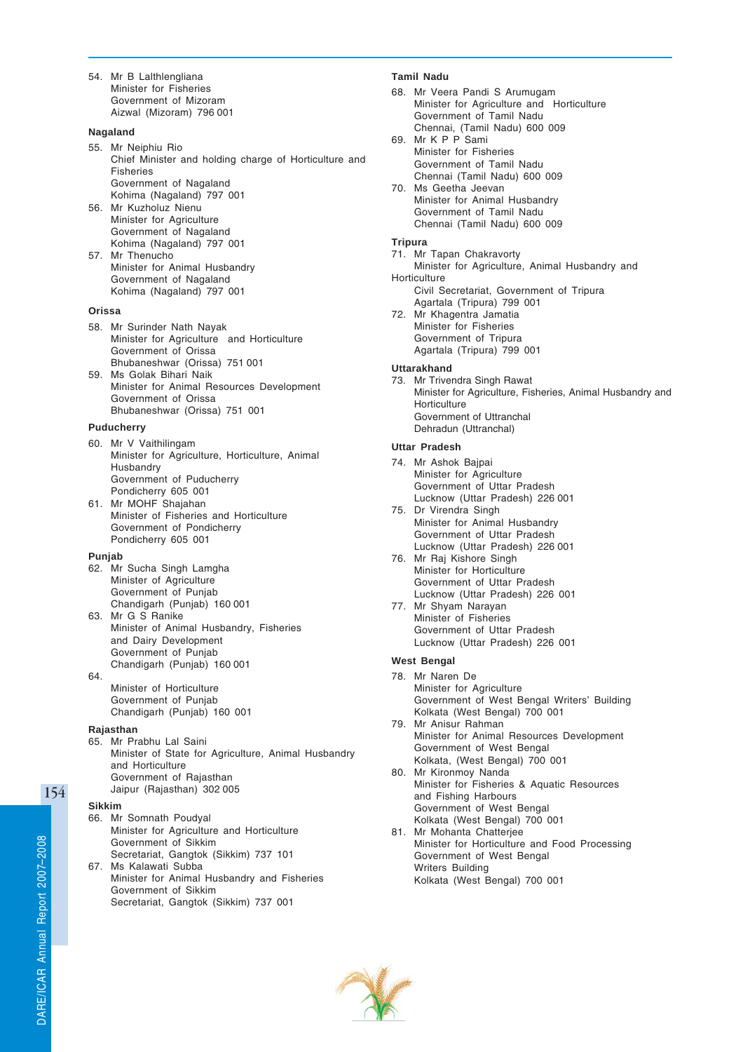54. Mr B Lalthlengliana
 Minister for Fisheries
 Government of Mizoram
 Aizwal (Mizoram) 796 001

**Nagaland**

55. Mr Neiphiu Rio
 Chief Minister and holding charge of Horticulture and Fisheries
 Government of Nagaland
 Kohima (Nagaland) 797 001
56. Mr Kuzholuz Nienu
 Minister for Agriculture
 Government of Nagaland
 Kohima (Nagaland) 797 001
57. Mr Thenucho
 Minister for Animal Husbandry
 Government of Nagaland
 Kohima (Nagaland) 797 001

**Orissa**

58. Mr Surinder Nath Nayak
 Minister for Agriculture and Horticulture
 Government of Orissa
 Bhubaneshwar (Orissa) 751 001
59. Ms Golak Bihari Naik
 Minister for Animal Resources Development
 Government of Orissa
 Bhubaneshwar (Orissa) 751 001

**Puducherry**

60. Mr V Vaithilingam
 Minister for Agriculture, Horticulture, Animal Husbandry
 Government of Puducherry
 Pondicherry 605 001
61. Mr MOHF Shajahan
 Minister of Fisheries and Horticulture
 Government of Pondicherry
 Pondicherry 605 001

**Punjab**

62. Mr Sucha Singh Lamgha
 Minister of Agriculture
 Government of Punjab
 Chandigarh (Punjab) 160 001
63. Mr G S Ranike
 Minister of Animal Husbandry, Fisheries and Dairy Development
 Government of Punjab
 Chandigarh (Punjab) 160 001
64. 
 Minister of Horticulture
 Government of Punjab
 Chandigarh (Punjab) 160 001

**Rajasthan**

65. Mr Prabhu Lal Saini
 Minister of State for Agriculture, Animal Husbandry and Horticulture
 Government of Rajasthan
 Jaipur (Rajasthan) 302 005

**Sikkim**

66. Mr Somnath Poudyal
 Minister for Agriculture and Horticulture
 Government of Sikkim
 Secretariat, Gangtok (Sikkim) 737 101
67. Ms Kalawati Subba
 Minister for Animal Husbandry and Fisheries
 Government of Sikkim
 Secretariat, Gangtok (Sikkim) 737 001

**Tamil Nadu**

68. Mr Veera Pandi S Arumugam
 Minister for Agriculture and Horticulture
 Government of Tamil Nadu
 Chennai, (Tamil Nadu) 600 009
69. Mr K P P Sami
 Minister for Fisheries
 Government of Tamil Nadu
 Chennai (Tamil Nadu) 600 009
70. Ms Geetha Jeevan
 Minister for Animal Husbandry
 Government of Tamil Nadu
 Chennai (Tamil Nadu) 600 009

**Tripura**

71. Mr Tapan Chakravorty
 Minister for Agriculture, Animal Husbandry and Horticulture
 Civil Secretariat, Government of Tripura
 Agartala (Tripura) 799 001
72. Mr Khagentra Jamatia
 Minister for Fisheries
 Government of Tripura
 Agartala (Tripura) 799 001

**Uttarakhand**

73. Mr Trivendra Singh Rawat
 Minister for Agriculture, Fisheries, Animal Husbandry and Horticulture
 Government of Uttranchal
 Dehradun (Uttranchal)

**Uttar Pradesh**

74. Mr Ashok Bajpai
 Minister for Agriculture
 Government of Uttar Pradesh
 Lucknow (Uttar Pradesh) 226 001
75. Dr Virendra Singh
 Minister for Animal Husbandry
 Government of Uttar Pradesh
 Lucknow (Uttar Pradesh) 226 001
76. Mr Raj Kishore Singh
 Minister for Horticulture
 Government of Uttar Pradesh
 Lucknow (Uttar Pradesh) 226 001
77. Mr Shyam Narayan
 Minister of Fisheries
 Government of Uttar Pradesh
 Lucknow (Uttar Pradesh) 226 001

**West Bengal**

78. Mr Naren De
 Minister for Agriculture
 Government of West Bengal Writers' Building
 Kolkata (West Bengal) 700 001
79. Mr Anisur Rahman
 Minister for Animal Resources Development
 Government of West Bengal
 Kolkata, (West Bengal) 700 001
80. Mr Kironmoy Nanda
 Minister for Fisheries & Aquatic Resources and Fishing Harbours
 Government of West Bengal
 Kolkata (West Bengal) 700 001
81. Mr Mohanta Chatterjee
 Minister for Horticulture and Food Processing
 Government of West Bengal
 Writers Building
 Kolkata (West Bengal) 700 001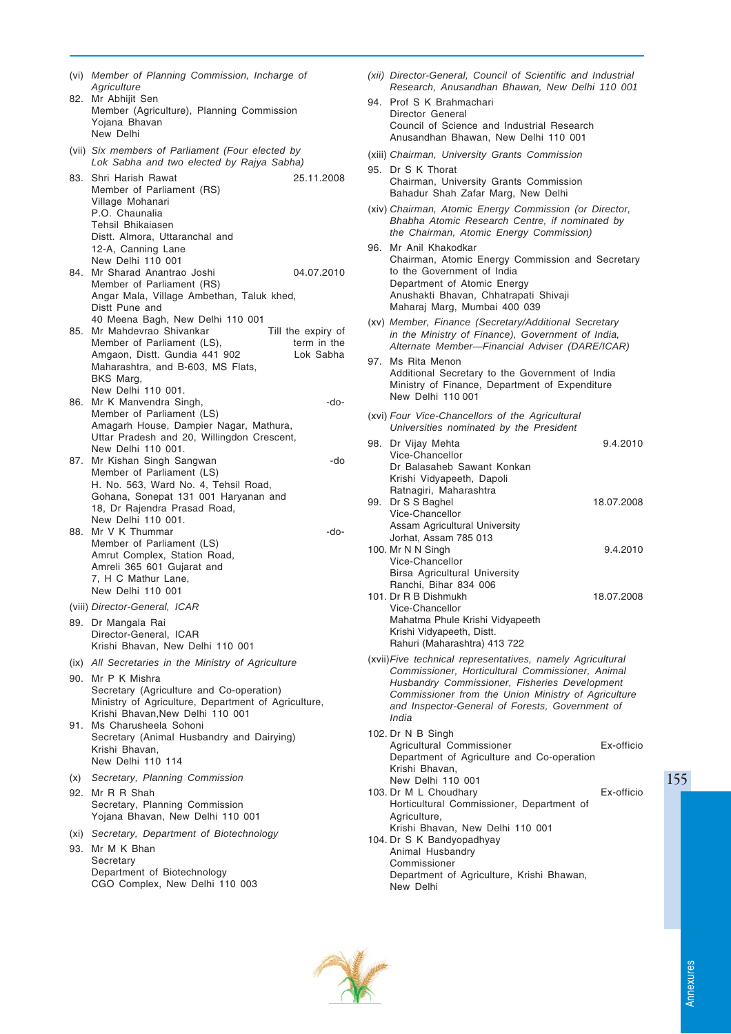(vi) *Member of Planning Commission, Incharge of Agriculture*

82. Mr Abhijit Sen
Member (Agriculture), Planning Commission
Yojana Bhavan
New Delhi

(vii) *Six members of Parliament (Four elected by Lok Sabha and two elected by Rajya Sabha)*

83. Shri Harish Rawat — 25.11.2008
Member of Parliament (RS)
Village Mohanari
P.O. Chaunalia
Tehsil Bhikaiasen
Distt. Almora, Uttaranchal and
12-A, Canning Lane
New Delhi 110 001

84. Mr Sharad Anantrao Joshi — 04.07.2010
Member of Parliament (RS)
Angar Mala, Village Ambethan, Taluk khed,
Distt Pune and
40 Meena Bagh, New Delhi 110 001

85. Mr Mahdevrao Shivankar — Till the expiry of term in the Lok Sabha
Member of Parliament (LS),
Amgaon, Distt. Gundia 441 902
Maharashtra, and B-603, MS Flats,
BKS Marg,
New Delhi 110 001.

86. Mr K Manvendra Singh, — -do-
Member of Parliament (LS)
Amagarh House, Dampier Nagar, Mathura,
Uttar Pradesh and 20, Willingdon Crescent,
New Delhi 110 001.

87. Mr Kishan Singh Sangwan — -do
Member of Parliament (LS)
H. No. 563, Ward No. 4, Tehsil Road,
Gohana, Sonepat 131 001 Haryanan and
18, Dr Rajendra Prasad Road,
New Delhi 110 001.

88. Mr V K Thummar — -do-
Member of Parliament (LS)
Amrut Complex, Station Road,
Amreli 365 601 Gujarat and
7, H C Mathur Lane,
New Delhi 110 001

(viii) *Director-General, ICAR*

89. Dr Mangala Rai
Director-General, ICAR
Krishi Bhavan, New Delhi 110 001

(ix) *All Secretaries in the Ministry of Agriculture*

90. Mr P K Mishra
Secretary (Agriculture and Co-operation)
Ministry of Agriculture, Department of Agriculture,
Krishi Bhavan,New Delhi 110 001

91. Ms Charusheela Sohoni
Secretary (Animal Husbandry and Dairying)
Krishi Bhavan,
New Delhi 110 114

(x) *Secretary, Planning Commission*

92. Mr R R Shah
Secretary, Planning Commission
Yojana Bhavan, New Delhi 110 001

(xi) *Secretary, Department of Biotechnology*

93. Mr M K Bhan
Secretary
Department of Biotechnology
CGO Complex, New Delhi 110 003

(xii) *Director-General, Council of Scientific and Industrial Research, Anusandhan Bhawan, New Delhi 110 001*

94. Prof S K Brahmachari
Director General
Council of Science and Industrial Research
Anusandhan Bhawan, New Delhi 110 001

(xiii) *Chairman, University Grants Commission*

95. Dr S K Thorat
Chairman, University Grants Commission
Bahadur Shah Zafar Marg, New Delhi

(xiv) *Chairman, Atomic Energy Commission (or Director, Bhabha Atomic Research Centre, if nominated by the Chairman, Atomic Energy Commission)*

96. Mr Anil Khakodkar
Chairman, Atomic Energy Commission and Secretary to the Government of India
Department of Atomic Energy
Anushakti Bhavan, Chhatrapati Shivaji
Maharaj Marg, Mumbai 400 039

(xv) *Member, Finance (Secretary/Additional Secretary in the Ministry of Finance), Government of India, Alternate Member—Financial Adviser (DARE/ICAR)*

97. Ms Rita Menon
Additional Secretary to the Government of India
Ministry of Finance, Department of Expenditure
New Delhi 110 001

(xvi) *Four Vice-Chancellors of the Agricultural Universities nominated by the President*

98. Dr Vijay Mehta — 9.4.2010
Vice-Chancellor
Dr Balasaheb Sawant Konkan
Krishi Vidyapeeth, Dapoli
Ratnagiri, Maharashtra

99. Dr S S Baghel — 18.07.2008
Vice-Chancellor
Assam Agricultural University
Jorhat, Assam 785 013

100. Mr N N Singh — 9.4.2010
Vice-Chancellor
Birsa Agricultural University
Ranchi, Bihar 834 006

101. Dr R B Dishmukh — 18.07.2008
Vice-Chancellor
Mahatma Phule Krishi Vidyapeeth
Krishi Vidyapeeth, Distt.
Rahuri (Maharashtra) 413 722

(xvii) *Five technical representatives, namely Agricultural Commissioner, Horticultural Commissioner, Animal Husbandry Commissioner, Fisheries Development Commissioner from the Union Ministry of Agriculture and Inspector-General of Forests, Government of India*

102. Dr N B Singh — Ex-officio
Agricultural Commissioner
Department of Agriculture and Co-operation
Krishi Bhavan,
New Delhi 110 001

103. Dr M L Choudhary — Ex-officio
Horticultural Commissioner, Department of Agriculture,
Krishi Bhavan, New Delhi 110 001

104. Dr S K Bandyopadhyay
Animal Husbandry
Commissioner
Department of Agriculture, Krishi Bhawan,
New Delhi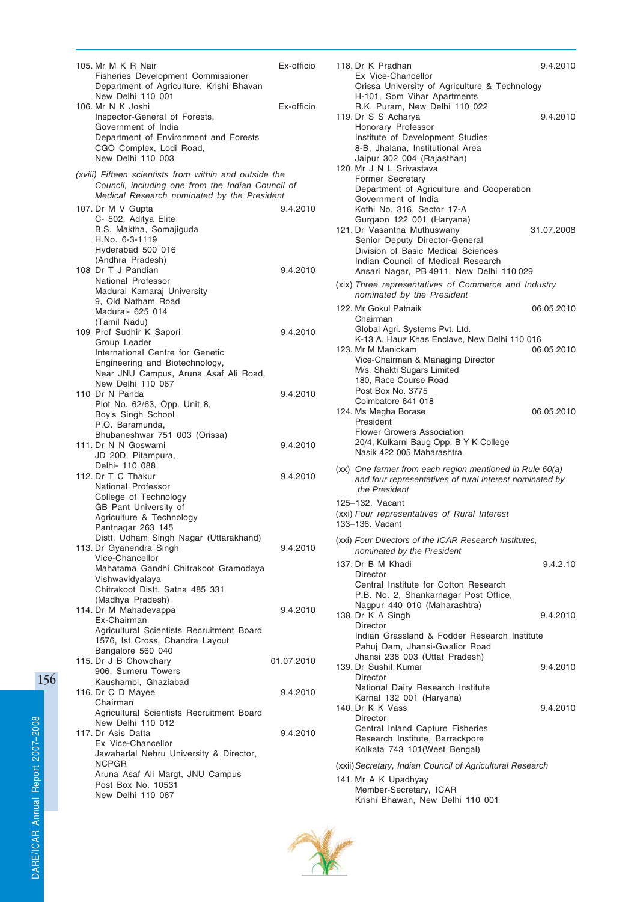105. Mr M K R Nair — Ex-officio
Fisheries Development Commissioner
Department of Agriculture, Krishi Bhavan
New Delhi 110 001

106. Mr N K Joshi — Ex-officio
Inspector-General of Forests,
Government of India
Department of Environment and Forests
CGO Complex, Lodi Road,
New Delhi 110 003

*(xviii) Fifteen scientists from within and outside the Council, including one from the Indian Council of Medical Research nominated by the President*

107. Dr M V Gupta — 9.4.2010
C- 502, Aditya Elite
B.S. Maktha, Somajiguda
H.No. 6-3-1119
Hyderabad 500 016
(Andhra Pradesh)

108 Dr T J Pandian — 9.4.2010
National Professor
Madurai Kamaraj University
9, Old Natham Road
Madurai- 625 014
(Tamil Nadu)

109 Prof Sudhir K Sapori — 9.4.2010
Group Leader
International Centre for Genetic Engineering and Biotechnology,
Near JNU Campus, Aruna Asaf Ali Road,
New Delhi 110 067

110 Dr N Panda — 9.4.2010
Plot No. 62/63, Opp. Unit 8,
Boy's Singh School
P.O. Baramunda,
Bhubaneshwar 751 003 (Orissa)

111. Dr N N Goswami — 9.4.2010
JD 20D, Pitampura,
Delhi- 110 088

112. Dr T C Thakur — 9.4.2010
National Professor
College of Technology
GB Pant University of Agriculture & Technology
Pantnagar 263 145
Distt. Udham Singh Nagar (Uttarakhand)

113. Dr Gyanendra Singh — 9.4.2010
Vice-Chancellor
Mahatama Gandhi Chitrakoot Gramodaya Vishwavidyalaya
Chitrakoot Distt. Satna 485 331
(Madhya Pradesh)

114. Dr M Mahadevappa — 9.4.2010
Ex-Chairman
Agricultural Scientists Recruitment Board
1576, Ist Cross, Chandra Layout
Bangalore 560 040

115. Dr J B Chowdhary — 01.07.2010
906, Sumeru Towers
Kaushambi, Ghaziabad

116. Dr C D Mayee — 9.4.2010
Chairman
Agricultural Scientists Recruitment Board
New Delhi 110 012

117. Dr Asis Datta — 9.4.2010
Ex Vice-Chancellor
Jawaharlal Nehru University & Director, NCPGR
Aruna Asaf Ali Margt, JNU Campus
Post Box No. 10531
New Delhi 110 067

118. Dr K Pradhan — 9.4.2010
Ex Vice-Chancellor
Orissa University of Agriculture & Technology
H-101, Som Vihar Apartments
R.K. Puram, New Delhi 110 022

119. Dr S S Acharya — 9.4.2010
Honorary Professor
Institute of Development Studies
8-B, Jhalana, Institutional Area
Jaipur 302 004 (Rajasthan)

120. Mr J N L Srivastava
Former Secretary
Department of Agriculture and Cooperation
Government of India
Kothi No. 316, Sector 17-A
Gurgaon 122 001 (Haryana)

121. Dr Vasantha Muthuswany — 31.07.2008
Senior Deputy Director-General
Division of Basic Medical Sciences
Indian Council of Medical Research
Ansari Nagar, PB 4911, New Delhi 110 029

*(xix) Three representatives of Commerce and Industry nominated by the President*

122. Mr Gokul Patnaik — 06.05.2010
Chairman
Global Agri. Systems Pvt. Ltd.
K-13 A, Hauz Khas Enclave, New Delhi 110 016

123. Mr M Manickam — 06.05.2010
Vice-Chairman & Managing Director
M/s. Shakti Sugars Limited
180, Race Course Road
Post Box No. 3775
Coimbatore 641 018

124. Ms Megha Borase — 06.05.2010
President
Flower Growers Association
20/4, Kulkarni Baug Opp. B Y K College
Nasik 422 005 Maharashtra

(xx) *One farmer from each region mentioned in Rule 60(a) and four representatives of rural interest nominated by the President*

125–132. Vacant

(xxi) *Four representatives of Rural Interest*

133–136. Vacant

(xxi) *Four Directors of the ICAR Research Institutes, nominated by the President*

137. Dr B M Khadi — 9.4.2.10
Director
Central Institute for Cotton Research
P.B. No. 2, Shankarnagar Post Office,
Nagpur 440 010 (Maharashtra)

138. Dr K A Singh — 9.4.2010
Director
Indian Grassland & Fodder Research Institute
Pahuj Dam, Jhansi-Gwalior Road
Jhansi 238 003 (Uttat Pradesh)

139. Dr Sushil Kumar — 9.4.2010
Director
National Dairy Research Institute
Karnal 132 001 (Haryana)

140. Dr K K Vass — 9.4.2010
Director
Central Inland Capture Fisheries Research Institute, Barrackpore
Kolkata 743 101(West Bengal)

*(xxii) Secretary, Indian Council of Agricultural Research*

141. Mr A K Upadhyay
Member-Secretary, ICAR
Krishi Bhawan, New Delhi 110 001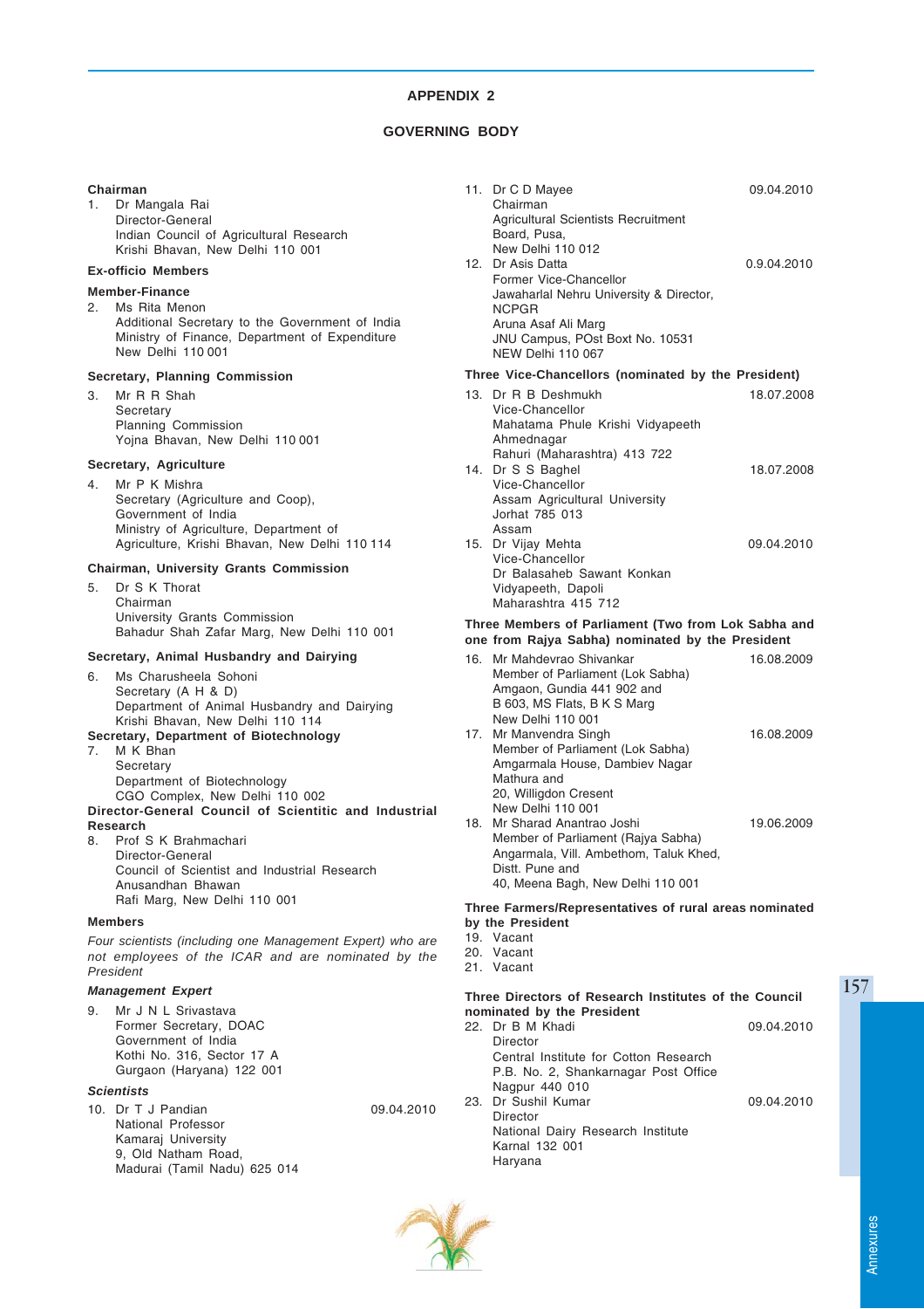# APPENDIX 2

## GOVERNING BODY

**Chairman**

1. Dr Mangala Rai
   Director-General
   Indian Council of Agricultural Research
   Krishi Bhavan, New Delhi 110 001

**Ex-officio Members**

**Member-Finance**

2. Ms Rita Menon
   Additional Secretary to the Government of India
   Ministry of Finance, Department of Expenditure
   New Delhi 110 001

**Secretary, Planning Commission**

3. Mr R R Shah
   Secretary
   Planning Commission
   Yojna Bhavan, New Delhi 110 001

**Secretary, Agriculture**

4. Mr P K Mishra
   Secretary (Agriculture and Coop),
   Government of India
   Ministry of Agriculture, Department of Agriculture, Krishi Bhavan, New Delhi 110 114

**Chairman, University Grants Commission**

5. Dr S K Thorat
   Chairman
   University Grants Commission
   Bahadur Shah Zafar Marg, New Delhi 110 001

**Secretary, Animal Husbandry and Dairying**

6. Ms Charusheela Sohoni
   Secretary (A H & D)
   Department of Animal Husbandry and Dairying
   Krishi Bhavan, New Delhi 110 114

**Secretary, Department of Biotechnology**

7. M K Bhan
   Secretary
   Department of Biotechnology
   CGO Complex, New Delhi 110 002

**Director-General Council of Scientitic and Industrial Research**

8. Prof S K Brahmachari
   Director-General
   Council of Scientist and Industrial Research
   Anusandhan Bhawan
   Rafi Marg, New Delhi 110 001

**Members**

*Four scientists (including one Management Expert) who are not employees of the ICAR and are nominated by the President*

***Management Expert***

9. Mr J N L Srivastava
   Former Secretary, DOAC
   Government of India
   Kothi No. 316, Sector 17 A
   Gurgaon (Haryana) 122 001

***Scientists***

10. Dr T J Pandian — 09.04.2010
    National Professor
    Kamaraj University
    9, Old Natham Road,
    Madurai (Tamil Nadu) 625 014

11. Dr C D Mayee — 09.04.2010
    Chairman
    Agricultural Scientists Recruitment Board, Pusa,
    New Delhi 110 012

12. Dr Asis Datta — 0.9.04.2010
    Former Vice-Chancellor
    Jawaharlal Nehru University & Director, NCPGR
    Aruna Asaf Ali Marg
    JNU Campus, POst Boxt No. 10531
    NEW Delhi 110 067

**Three Vice-Chancellors (nominated by the President)**

13. Dr R B Deshmukh — 18.07.2008
    Vice-Chancellor
    Mahatama Phule Krishi Vidyapeeth
    Ahmednagar
    Rahuri (Maharashtra) 413 722

14. Dr S S Baghel — 18.07.2008
    Vice-Chancellor
    Assam Agricultural University
    Jorhat 785 013
    Assam

15. Dr Vijay Mehta — 09.04.2010
    Vice-Chancellor
    Dr Balasaheb Sawant Konkan Vidyapeeth, Dapoli
    Maharashtra 415 712

**Three Members of Parliament (Two from Lok Sabha and one from Rajya Sabha) nominated by the President**

16. Mr Mahdevrao Shivankar — 16.08.2009
    Member of Parliament (Lok Sabha)
    Amgaon, Gundia 441 902 and
    B 603, MS Flats, B K S Marg
    New Delhi 110 001

17. Mr Manvendra Singh — 16.08.2009
    Member of Parliament (Lok Sabha)
    Amgarmala House, Dambiev Nagar
    Mathura and
    20, Willigdon Cresent
    New Delhi 110 001

18. Mr Sharad Anantrao Joshi — 19.06.2009
    Member of Parliament (Rajya Sabha)
    Angarmala, Vill. Ambethom, Taluk Khed,
    Distt. Pune and
    40, Meena Bagh, New Delhi 110 001

**Three Farmers/Representatives of rural areas nominated by the President**

19. Vacant
20. Vacant
21. Vacant

**Three Directors of Research Institutes of the Council nominated by the President**

22. Dr B M Khadi — 09.04.2010
    Director
    Central Institute for Cotton Research
    P.B. No. 2, Shankarnagar Post Office
    Nagpur 440 010

23. Dr Sushil Kumar — 09.04.2010
    Director
    National Dairy Research Institute
    Karnal 132 001
    Haryana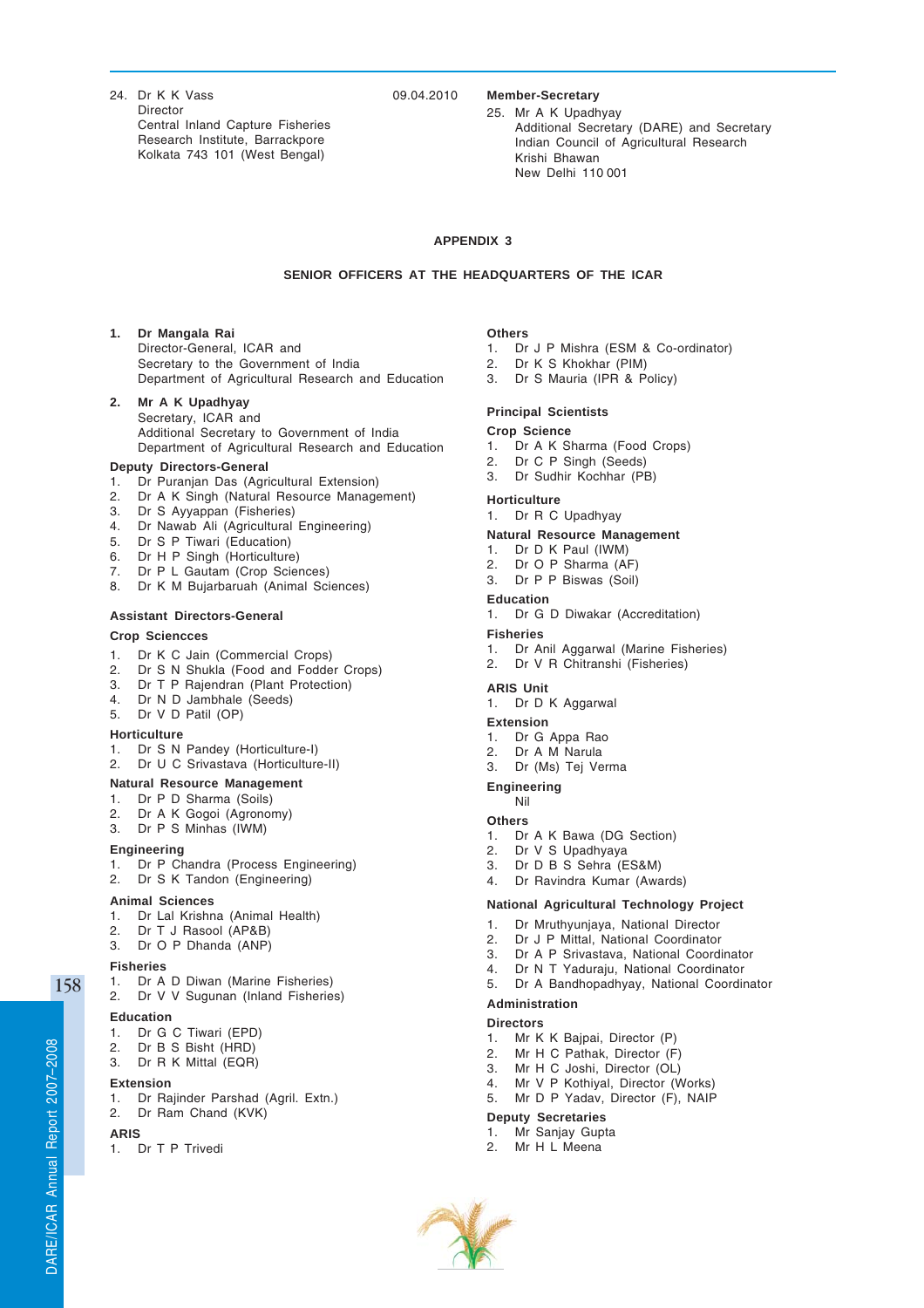24. Dr K K Vass
Director
Central Inland Capture Fisheries Research Institute, Barrackpore
Kolkata 743 101 (West Bengal)

09.04.2010

**Member-Secretary**

25. Mr A K Upadhyay
Additional Secretary (DARE) and Secretary
Indian Council of Agricultural Research
Krishi Bhawan
New Delhi 110 001

## APPENDIX 3

## SENIOR OFFICERS AT THE HEADQUARTERS OF THE ICAR

1. **Dr Mangala Rai**
Director-General, ICAR and
Secretary to the Government of India
Department of Agricultural Research and Education

2. **Mr A K Upadhyay**
Secretary, ICAR and
Additional Secretary to Government of India
Department of Agricultural Research and Education

**Deputy Directors-General**

1. Dr Puranjan Das (Agricultural Extension)
2. Dr A K Singh (Natural Resource Management)
3. Dr S Ayyappan (Fisheries)
4. Dr Nawab Ali (Agricultural Engineering)
5. Dr S P Tiwari (Education)
6. Dr H P Singh (Horticulture)
7. Dr P L Gautam (Crop Sciences)
8. Dr K M Bujarbaruah (Animal Sciences)

**Assistant Directors-General**

**Crop Sciencces**

1. Dr K C Jain (Commercial Crops)
2. Dr S N Shukla (Food and Fodder Crops)
3. Dr T P Rajendran (Plant Protection)
4. Dr N D Jambhale (Seeds)
5. Dr V D Patil (OP)

**Horticulture**

1. Dr S N Pandey (Horticulture-I)
2. Dr U C Srivastava (Horticulture-II)

**Natural Resource Management**

1. Dr P D Sharma (Soils)
2. Dr A K Gogoi (Agronomy)
3. Dr P S Minhas (IWM)

**Engineering**

1. Dr P Chandra (Process Engineering)
2. Dr S K Tandon (Engineering)

**Animal Sciences**

1. Dr Lal Krishna (Animal Health)
2. Dr T J Rasool (AP&B)
3. Dr O P Dhanda (ANP)

**Fisheries**

1. Dr A D Diwan (Marine Fisheries)
2. Dr V V Sugunan (Inland Fisheries)

**Education**

1. Dr G C Tiwari (EPD)
2. Dr B S Bisht (HRD)
3. Dr R K Mittal (EQR)

**Extension**

1. Dr Rajinder Parshad (Agril. Extn.)
2. Dr Ram Chand (KVK)

**ARIS**

1. Dr T P Trivedi

**Others**

1. Dr J P Mishra (ESM & Co-ordinator)
2. Dr K S Khokhar (PIM)
3. Dr S Mauria (IPR & Policy)

**Principal Scientists**

**Crop Science**

1. Dr A K Sharma (Food Crops)
2. Dr C P Singh (Seeds)
3. Dr Sudhir Kochhar (PB)

**Horticulture**

1. Dr R C Upadhyay

**Natural Resource Management**

1. Dr D K Paul (IWM)
2. Dr O P Sharma (AF)
3. Dr P P Biswas (Soil)

**Education**

1. Dr G D Diwakar (Accreditation)

**Fisheries**

1. Dr Anil Aggarwal (Marine Fisheries)
2. Dr V R Chitranshi (Fisheries)

**ARIS Unit**

1. Dr D K Aggarwal

**Extension**

1. Dr G Appa Rao
2. Dr A M Narula
3. Dr (Ms) Tej Verma

**Engineering**

Nil

**Others**

1. Dr A K Bawa (DG Section)
2. Dr V S Upadhyaya
3. Dr D B S Sehra (ES&M)
4. Dr Ravindra Kumar (Awards)

**National Agricultural Technology Project**

1. Dr Mruthyunjaya, National Director
2. Dr J P Mittal, National Coordinator
3. Dr A P Srivastava, National Coordinator
4. Dr N T Yaduraju, National Coordinator
5. Dr A Bandhopadhyay, National Coordinator

**Administration**

**Directors**

1. Mr K K Bajpai, Director (P)
2. Mr H C Pathak, Director (F)
3. Mr H C Joshi, Director (OL)
4. Mr V P Kothiyal, Director (Works)
5. Mr D P Yadav, Director (F), NAIP

**Deputy Secretaries**

1. Mr Sanjay Gupta
2. Mr H L Meena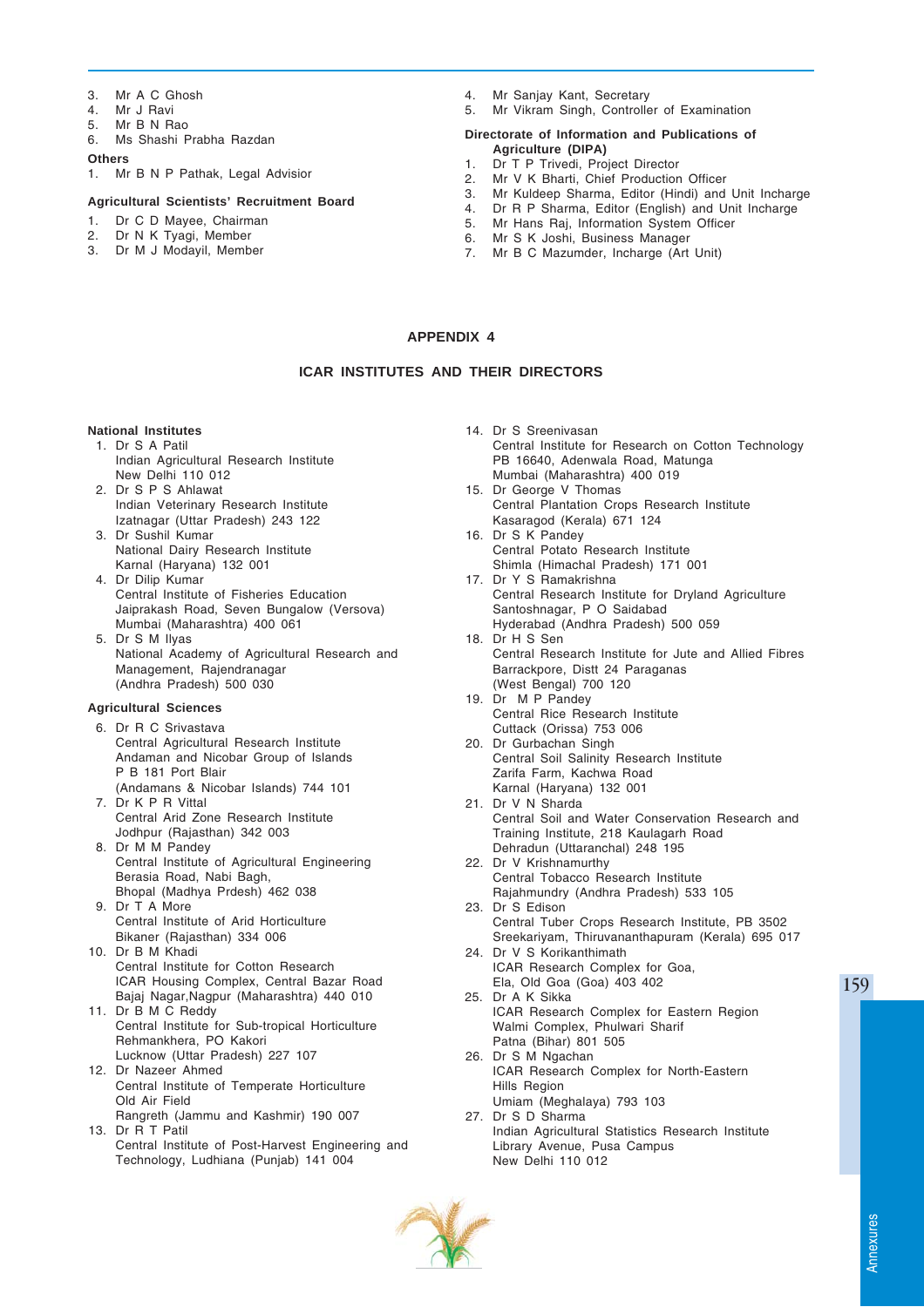3. Mr A C Ghosh
4. Mr J Ravi
5. Mr B N Rao
6. Ms Shashi Prabha Razdan

**Others**

1. Mr B N P Pathak, Legal Advisior

**Agricultural Scientists' Recruitment Board**

1. Dr C D Mayee, Chairman
2. Dr N K Tyagi, Member
3. Dr M J Modayil, Member

4. Mr Sanjay Kant, Secretary
5. Mr Vikram Singh, Controller of Examination

**Directorate of Information and Publications of Agriculture (DIPA)**

1. Dr T P Trivedi, Project Director
2. Mr V K Bharti, Chief Production Officer
3. Mr Kuldeep Sharma, Editor (Hindi) and Unit Incharge
4. Dr R P Sharma, Editor (English) and Unit Incharge
5. Mr Hans Raj, Information System Officer
6. Mr S K Joshi, Business Manager
7. Mr B C Mazumder, Incharge (Art Unit)

## APPENDIX 4

## ICAR INSTITUTES AND THEIR DIRECTORS

**National Institutes**

1. Dr S A Patil
   Indian Agricultural Research Institute
   New Delhi 110 012
2. Dr S P S Ahlawat
   Indian Veterinary Research Institute
   Izatnagar (Uttar Pradesh) 243 122
3. Dr Sushil Kumar
   National Dairy Research Institute
   Karnal (Haryana) 132 001
4. Dr Dilip Kumar
   Central Institute of Fisheries Education
   Jaiprakash Road, Seven Bungalow (Versova)
   Mumbai (Maharashtra) 400 061
5. Dr S M Ilyas
   National Academy of Agricultural Research and Management, Rajendranagar
   (Andhra Pradesh) 500 030

**Agricultural Sciences**

6. Dr R C Srivastava
   Central Agricultural Research Institute
   Andaman and Nicobar Group of Islands
   P B 181 Port Blair
   (Andamans & Nicobar Islands) 744 101
7. Dr K P R Vittal
   Central Arid Zone Research Institute
   Jodhpur (Rajasthan) 342 003
8. Dr M M Pandey
   Central Institute of Agricultural Engineering
   Berasia Road, Nabi Bagh,
   Bhopal (Madhya Prdesh) 462 038
9. Dr T A More
   Central Institute of Arid Horticulture
   Bikaner (Rajasthan) 334 006
10. Dr B M Khadi
    Central Institute for Cotton Research
    ICAR Housing Complex, Central Bazar Road
    Bajaj Nagar,Nagpur (Maharashtra) 440 010
11. Dr B M C Reddy
    Central Institute for Sub-tropical Horticulture
    Rehmankhera, PO Kakori
    Lucknow (Uttar Pradesh) 227 107
12. Dr Nazeer Ahmed
    Central Institute of Temperate Horticulture
    Old Air Field
    Rangreth (Jammu and Kashmir) 190 007
13. Dr R T Patil
    Central Institute of Post-Harvest Engineering and Technology, Ludhiana (Punjab) 141 004
14. Dr S Sreenivasan
    Central Institute for Research on Cotton Technology
    PB 16640, Adenwala Road, Matunga
    Mumbai (Maharashtra) 400 019
15. Dr George V Thomas
    Central Plantation Crops Research Institute
    Kasaragod (Kerala) 671 124
16. Dr S K Pandey
    Central Potato Research Institute
    Shimla (Himachal Pradesh) 171 001
17. Dr Y S Ramakrishna
    Central Research Institute for Dryland Agriculture
    Santoshnagar, P O Saidabad
    Hyderabad (Andhra Pradesh) 500 059
18. Dr H S Sen
    Central Research Institute for Jute and Allied Fibres
    Barrackpore, Distt 24 Paraganas
    (West Bengal) 700 120
19. Dr M P Pandey
    Central Rice Research Institute
    Cuttack (Orissa) 753 006
20. Dr Gurbachan Singh
    Central Soil Salinity Research Institute
    Zarifa Farm, Kachwa Road
    Karnal (Haryana) 132 001
21. Dr V N Sharda
    Central Soil and Water Conservation Research and Training Institute, 218 Kaulagarh Road
    Dehradun (Uttaranchal) 248 195
22. Dr V Krishnamurthy
    Central Tobacco Research Institute
    Rajahmundry (Andhra Pradesh) 533 105
23. Dr S Edison
    Central Tuber Crops Research Institute, PB 3502
    Sreekariyam, Thiruvananthapuram (Kerala) 695 017
24. Dr V S Korikanthimath
    ICAR Research Complex for Goa,
    Ela, Old Goa (Goa) 403 402
25. Dr A K Sikka
    ICAR Research Complex for Eastern Region
    Walmi Complex, Phulwari Sharif
    Patna (Bihar) 801 505
26. Dr S M Ngachan
    ICAR Research Complex for North-Eastern Hills Region
    Umiam (Meghalaya) 793 103
27. Dr S D Sharma
    Indian Agricultural Statistics Research Institute
    Library Avenue, Pusa Campus
    New Delhi 110 012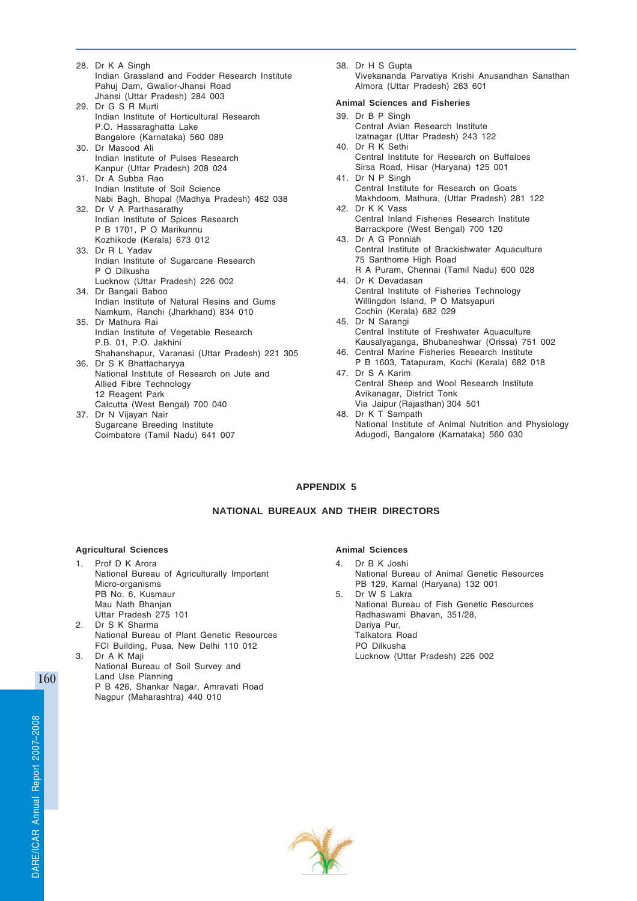28. Dr K A Singh
    Indian Grassland and Fodder Research Institute
    Pahuj Dam, Gwalior-Jhansi Road
    Jhansi (Uttar Pradesh) 284 003
29. Dr G S R Murti
    Indian Institute of Horticultural Research
    P.O. Hassaraghatta Lake
    Bangalore (Karnataka) 560 089
30. Dr Masood Ali
    Indian Institute of Pulses Research
    Kanpur (Uttar Pradesh) 208 024
31. Dr A Subba Rao
    Indian Institute of Soil Science
    Nabi Bagh, Bhopal (Madhya Pradesh) 462 038
32. Dr V A Parthasarathy
    Indian Institute of Spices Research
    P B 1701, P O Marikunnu
    Kozhikode (Kerala) 673 012
33. Dr R L Yadav
    Indian Institute of Sugarcane Research
    P O Dilkusha
    Lucknow (Uttar Pradesh) 226 002
34. Dr Bangali Baboo
    Indian Institute of Natural Resins and Gums
    Namkum, Ranchi (Jharkhand) 834 010
35. Dr Mathura Rai
    Indian Institute of Vegetable Research
    P.B. 01, P.O. Jakhini
    Shahanshapur, Varanasi (Uttar Pradesh) 221 305
36. Dr S K Bhattacharyya
    National Institute of Research on Jute and Allied Fibre Technology
    12 Reagent Park
    Calcutta (West Bengal) 700 040
37. Dr N Vijayan Nair
    Sugarcane Breeding Institute
    Coimbatore (Tamil Nadu) 641 007
38. Dr H S Gupta
    Vivekananda Parvatiya Krishi Anusandhan Sansthan
    Almora (Uttar Pradesh) 263 601

**Animal Sciences and Fisheries**

39. Dr B P Singh
    Central Avian Research Institute
    Izatnagar (Uttar Pradesh) 243 122
40. Dr R K Sethi
    Central Institute for Research on Buffaloes
    Sirsa Road, Hisar (Haryana) 125 001
41. Dr N P Singh
    Central Institute for Research on Goats
    Makhdoom, Mathura, (Uttar Pradesh) 281 122
42. Dr K K Vass
    Central Inland Fisheries Research Institute
    Barrackpore (West Bengal) 700 120
43. Dr A G Ponniah
    Central Institute of Brackishwater Aquaculture
    75 Santhome High Road
    R A Puram, Chennai (Tamil Nadu) 600 028
44. Dr K Devadasan
    Central Institute of Fisheries Technology
    Willingdon Island, P O Matsyapuri
    Cochin (Kerala) 682 029
45. Dr N Sarangi
    Central Institute of Freshwater Aquaculture
    Kausalyaganga, Bhubaneshwar (Orissa) 751 002
46. Central Marine Fisheries Research Institute
    P B 1603, Tatapuram, Kochi (Kerala) 682 018
47. Dr S A Karim
    Central Sheep and Wool Research Institute
    Avikanagar, District Tonk
    Via Jaipur (Rajasthan) 304 501
48. Dr K T Sampath
    National Institute of Animal Nutrition and Physiology
    Adugodi, Bangalore (Karnataka) 560 030

## APPENDIX 5

### NATIONAL BUREAUX AND THEIR DIRECTORS

**Agricultural Sciences**

1. Prof D K Arora
   National Bureau of Agriculturally Important Micro-organisms
   PB No. 6, Kusmaur
   Mau Nath Bhanjan
   Uttar Pradesh 275 101
2. Dr S K Sharma
   National Bureau of Plant Genetic Resources
   FCI Building, Pusa, New Delhi 110 012
3. Dr A K Maji
   National Bureau of Soil Survey and Land Use Planning
   P B 426, Shankar Nagar, Amravati Road
   Nagpur (Maharashtra) 440 010

**Animal Sciences**

4. Dr B K Joshi
   National Bureau of Animal Genetic Resources
   PB 129, Karnal (Haryana) 132 001
5. Dr W S Lakra
   National Bureau of Fish Genetic Resources
   Radhaswami Bhavan, 351/28,
   Dariya Pur,
   Talkatora Road
   PO Dilkusha
   Lucknow (Uttar Pradesh) 226 002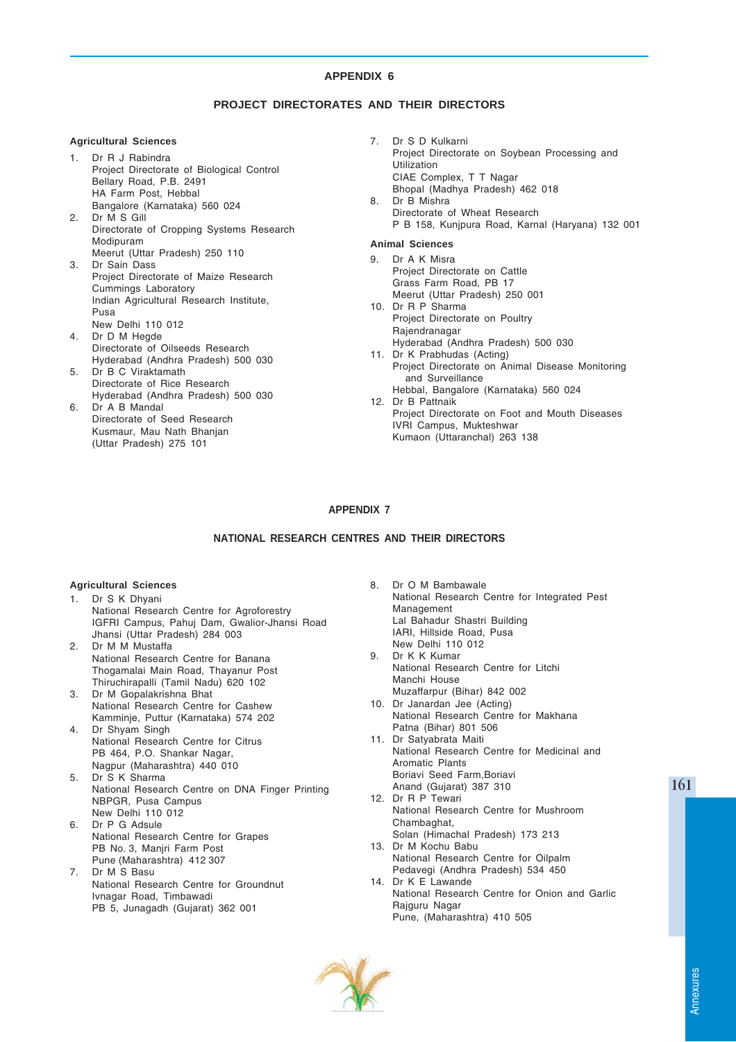## APPENDIX 6

### PROJECT DIRECTORATES AND THEIR DIRECTORS

**Agricultural Sciences**

1. Dr R J Rabindra
   Project Directorate of Biological Control
   Bellary Road, P.B. 2491
   HA Farm Post, Hebbal
   Bangalore (Karnataka) 560 024
2. Dr M S Gill
   Directorate of Cropping Systems Research
   Modipuram
   Meerut (Uttar Pradesh) 250 110
3. Dr Sain Dass
   Project Directorate of Maize Research
   Cummings Laboratory
   Indian Agricultural Research Institute, Pusa
   New Delhi 110 012
4. Dr D M Hegde
   Directorate of Oilseeds Research
   Hyderabad (Andhra Pradesh) 500 030
5. Dr B C Viraktamath
   Directorate of Rice Research
   Hyderabad (Andhra Pradesh) 500 030
6. Dr A B Mandal
   Directorate of Seed Research
   Kusmaur, Mau Nath Bhanjan
   (Uttar Pradesh) 275 101
7. Dr S D Kulkarni
   Project Directorate on Soybean Processing and Utilization
   CIAE Complex, T T Nagar
   Bhopal (Madhya Pradesh) 462 018
8. Dr B Mishra
   Directorate of Wheat Research
   P B 158, Kunjpura Road, Karnal (Haryana) 132 001

**Animal Sciences**

9. Dr A K Misra
   Project Directorate on Cattle
   Grass Farm Road, PB 17
   Meerut (Uttar Pradesh) 250 001
10. Dr R P Sharma
    Project Directorate on Poultry
    Rajendranagar
    Hyderabad (Andhra Pradesh) 500 030
11. Dr K Prabhudas (Acting)
    Project Directorate on Animal Disease Monitoring and Surveillance
    Hebbal, Bangalore (Karnataka) 560 024
12. Dr B Pattnaik
    Project Directorate on Foot and Mouth Diseases
    IVRI Campus, Mukteshwar
    Kumaon (Uttaranchal) 263 138

## APPENDIX 7

### NATIONAL RESEARCH CENTRES AND THEIR DIRECTORS

**Agricultural Sciences**

1. Dr S K Dhyani
   National Research Centre for Agroforestry
   IGFRI Campus, Pahuj Dam, Gwalior-Jhansi Road
   Jhansi (Uttar Pradesh) 284 003
2. Dr M M Mustaffa
   National Research Centre for Banana
   Thogamalai Main Road, Thayanur Post
   Thiruchirapalli (Tamil Nadu) 620 102
3. Dr M Gopalakrishna Bhat
   National Research Centre for Cashew
   Kamminje, Puttur (Karnataka) 574 202
4. Dr Shyam Singh
   National Research Centre for Citrus
   PB 464, P.O. Shankar Nagar,
   Nagpur (Maharashtra) 440 010
5. Dr S K Sharma
   National Research Centre on DNA Finger Printing
   NBPGR, Pusa Campus
   New Delhi 110 012
6. Dr P G Adsule
   National Research Centre for Grapes
   PB No. 3, Manjri Farm Post
   Pune (Maharashtra) 412 307
7. Dr M S Basu
   National Research Centre for Groundnut
   Ivnagar Road, Timbawadi
   PB 5, Junagadh (Gujarat) 362 001
8. Dr O M Bambawale
   National Research Centre for Integrated Pest Management
   Lal Bahadur Shastri Building
   IARI, Hillside Road, Pusa
   New Delhi 110 012
9. Dr K K Kumar
   National Research Centre for Litchi
   Manchi House
   Muzaffarpur (Bihar) 842 002
10. Dr Janardan Jee (Acting)
    National Research Centre for Makhana
    Patna (Bihar) 801 506
11. Dr Satyabrata Maiti
    National Research Centre for Medicinal and Aromatic Plants
    Boriavi Seed Farm,Boriavi
    Anand (Gujarat) 387 310
12. Dr R P Tewari
    National Research Centre for Mushroom
    Chambaghat,
    Solan (Himachal Pradesh) 173 213
13. Dr M Kochu Babu
    National Research Centre for Oilpalm
    Pedavegi (Andhra Pradesh) 534 450
14. Dr K E Lawande
    National Research Centre for Onion and Garlic
    Rajguru Nagar
    Pune, (Maharashtra) 410 505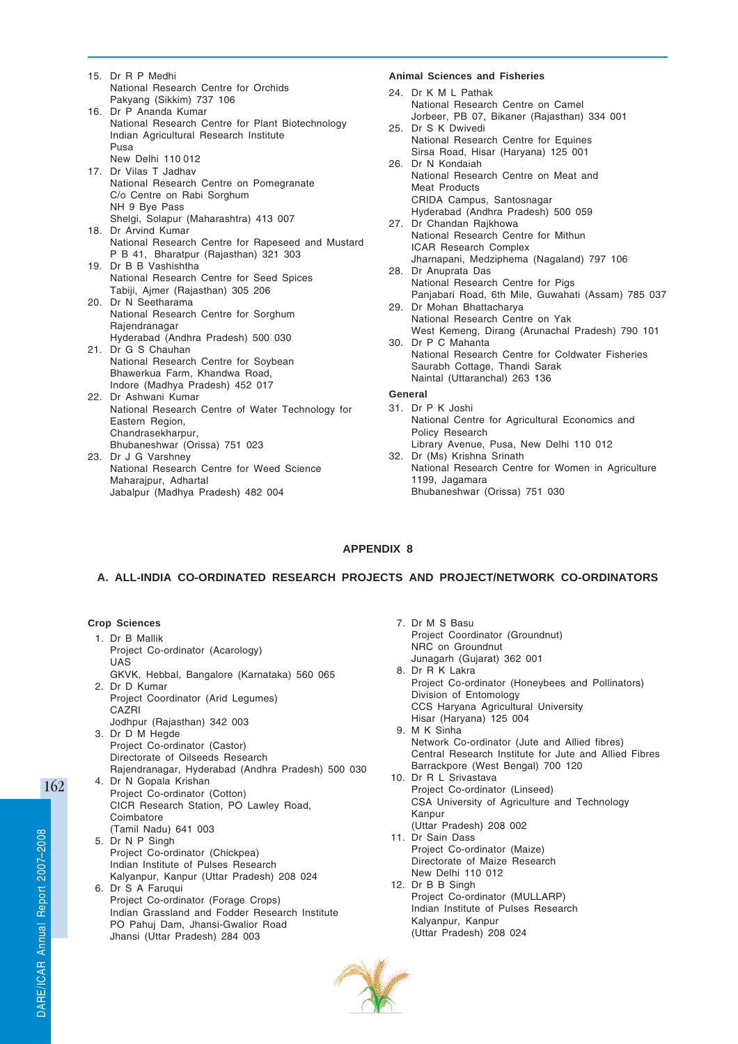15. Dr R P Medhi
    National Research Centre for Orchids
    Pakyang (Sikkim) 737 106
16. Dr P Ananda Kumar
    National Research Centre for Plant Biotechnology
    Indian Agricultural Research Institute
    Pusa
    New Delhi 110 012
17. Dr Vilas T Jadhav
    National Research Centre on Pomegranate
    C/o Centre on Rabi Sorghum
    NH 9 Bye Pass
    Shelgi, Solapur (Maharashtra) 413 007
18. Dr Arvind Kumar
    National Research Centre for Rapeseed and Mustard
    P B 41, Bharatpur (Rajasthan) 321 303
19. Dr B B Vashishtha
    National Research Centre for Seed Spices
    Tabiji, Ajmer (Rajasthan) 305 206
20. Dr N Seetharama
    National Research Centre for Sorghum
    Rajendranagar
    Hyderabad (Andhra Pradesh) 500 030
21. Dr G S Chauhan
    National Research Centre for Soybean
    Bhawerkua Farm, Khandwa Road,
    Indore (Madhya Pradesh) 452 017
22. Dr Ashwani Kumar
    National Research Centre of Water Technology for Eastern Region,
    Chandrasekharpur,
    Bhubaneshwar (Orissa) 751 023
23. Dr J G Varshney
    National Research Centre for Weed Science
    Maharajpur, Adhartal
    Jabalpur (Madhya Pradesh) 482 004

**Animal Sciences and Fisheries**

24. Dr K M L Pathak
    National Research Centre on Camel
    Jorbeer, PB 07, Bikaner (Rajasthan) 334 001
25. Dr S K Dwivedi
    National Research Centre for Equines
    Sirsa Road, Hisar (Haryana) 125 001
26. Dr N Kondaiah
    National Research Centre on Meat and Meat Products
    CRIDA Campus, Santosnagar
    Hyderabad (Andhra Pradesh) 500 059
27. Dr Chandan Rajkhowa
    National Research Centre for Mithun
    ICAR Research Complex
    Jharnapani, Medziphema (Nagaland) 797 106
28. Dr Anuprata Das
    National Research Centre for Pigs
    Panjabari Road, 6th Mile, Guwahati (Assam) 785 037
29. Dr Mohan Bhattacharya
    National Research Centre on Yak
    West Kemeng, Dirang (Arunachal Pradesh) 790 101
30. Dr P C Mahanta
    National Research Centre for Coldwater Fisheries
    Saurabh Cottage, Thandi Sarak
    Naintal (Uttaranchal) 263 136

**General**

31. Dr P K Joshi
    National Centre for Agricultural Economics and Policy Research
    Library Avenue, Pusa, New Delhi 110 012
32. Dr (Ms) Krishna Srinath
    National Research Centre for Women in Agriculture
    1199, Jagamara
    Bhubaneshwar (Orissa) 751 030

## APPENDIX 8

### A. ALL-INDIA CO-ORDINATED RESEARCH PROJECTS AND PROJECT/NETWORK CO-ORDINATORS

**Crop Sciences**

1. Dr B Mallik
   Project Co-ordinator (Acarology)
   UAS
   GKVK, Hebbal, Bangalore (Karnataka) 560 065
2. Dr D Kumar
   Project Coordinator (Arid Legumes)
   CAZRI
   Jodhpur (Rajasthan) 342 003
3. Dr D M Hegde
   Project Co-ordinator (Castor)
   Directorate of Oilseeds Research
   Rajendranagar, Hyderabad (Andhra Pradesh) 500 030
4. Dr N Gopala Krishan
   Project Co-ordinator (Cotton)
   CICR Research Station, PO Lawley Road,
   Coimbatore
   (Tamil Nadu) 641 003
5. Dr N P Singh
   Project Co-ordinator (Chickpea)
   Indian Institute of Pulses Research
   Kalyanpur, Kanpur (Uttar Pradesh) 208 024
6. Dr S A Faruqui
   Project Co-ordinator (Forage Crops)
   Indian Grassland and Fodder Research Institute
   PO Pahuj Dam, Jhansi-Gwalior Road
   Jhansi (Uttar Pradesh) 284 003
7. Dr M S Basu
   Project Coordinator (Groundnut)
   NRC on Groundnut
   Junagarh (Gujarat) 362 001
8. Dr R K Lakra
   Project Co-ordinator (Honeybees and Pollinators)
   Division of Entomology
   CCS Haryana Agricultural University
   Hisar (Haryana) 125 004
9. M K Sinha
   Network Co-ordinator (Jute and Allied fibres)
   Central Research Institute for Jute and Allied Fibres
   Barrackpore (West Bengal) 700 120
10. Dr R L Srivastava
    Project Co-ordinator (Linseed)
    CSA University of Agriculture and Technology
    Kanpur
    (Uttar Pradesh) 208 002
11. Dr Sain Dass
    Project Co-ordinator (Maize)
    Directorate of Maize Research
    New Delhi 110 012
12. Dr B B Singh
    Project Co-ordinator (MULLARP)
    Indian Institute of Pulses Research
    Kalyanpur, Kanpur
    (Uttar Pradesh) 208 024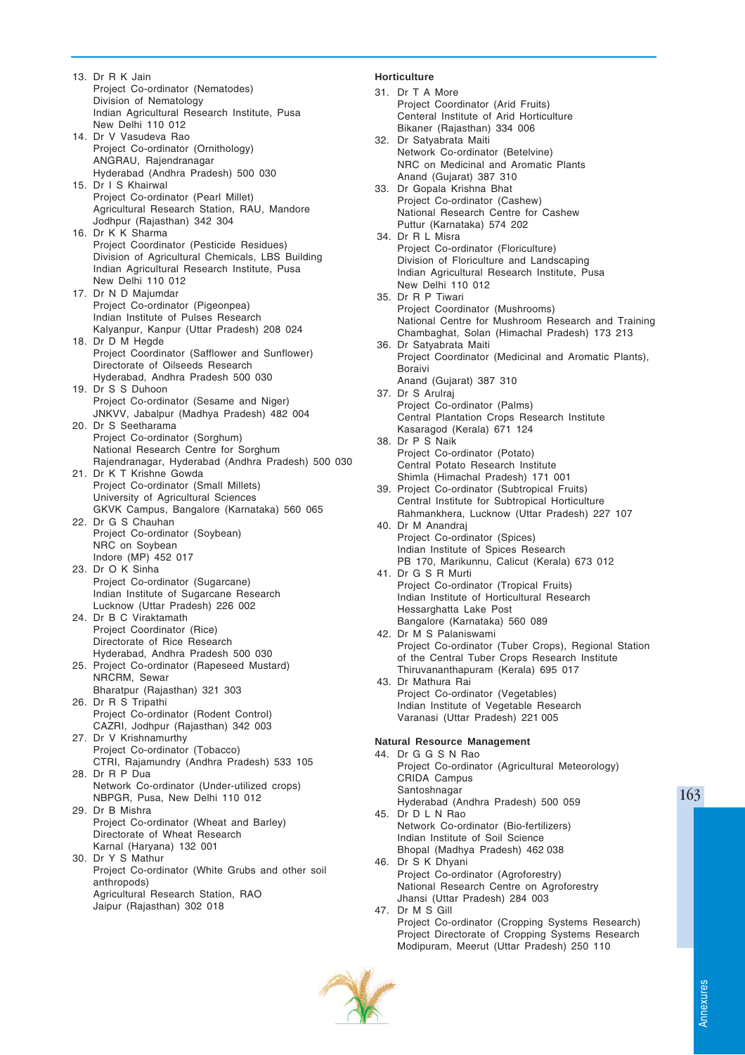13. Dr R K Jain
    Project Co-ordinator (Nematodes)
    Division of Nematology
    Indian Agricultural Research Institute, Pusa
    New Delhi 110 012
14. Dr V Vasudeva Rao
    Project Co-ordinator (Ornithology)
    ANGRAU, Rajendranagar
    Hyderabad (Andhra Pradesh) 500 030
15. Dr I S Khairwal
    Project Co-ordinator (Pearl Millet)
    Agricultural Research Station, RAU, Mandore
    Jodhpur (Rajasthan) 342 304
16. Dr K K Sharma
    Project Coordinator (Pesticide Residues)
    Division of Agricultural Chemicals, LBS Building
    Indian Agricultural Research Institute, Pusa
    New Delhi 110 012
17. Dr N D Majumdar
    Project Co-ordinator (Pigeonpea)
    Indian Institute of Pulses Research
    Kalyanpur, Kanpur (Uttar Pradesh) 208 024
18. Dr D M Hegde
    Project Coordinator (Safflower and Sunflower)
    Directorate of Oilseeds Research
    Hyderabad, Andhra Pradesh 500 030
19. Dr S S Duhoon
    Project Co-ordinator (Sesame and Niger)
    JNKVV, Jabalpur (Madhya Pradesh) 482 004
20. Dr S Seetharama
    Project Co-ordinator (Sorghum)
    National Research Centre for Sorghum
    Rajendranagar, Hyderabad (Andhra Pradesh) 500 030
21. Dr K T Krishne Gowda
    Project Co-ordinator (Small Millets)
    University of Agricultural Sciences
    GKVK Campus, Bangalore (Karnataka) 560 065
22. Dr G S Chauhan
    Project Co-ordinator (Soybean)
    NRC on Soybean
    Indore (MP) 452 017
23. Dr O K Sinha
    Project Co-ordinator (Sugarcane)
    Indian Institute of Sugarcane Research
    Lucknow (Uttar Pradesh) 226 002
24. Dr B C Viraktamath
    Project Coordinator (Rice)
    Directorate of Rice Research
    Hyderabad, Andhra Pradesh 500 030
25. Project Co-ordinator (Rapeseed Mustard)
    NRCRM, Sewar
    Bharatpur (Rajasthan) 321 303
26. Dr R S Tripathi
    Project Co-ordinator (Rodent Control)
    CAZRI, Jodhpur (Rajasthan) 342 003
27. Dr V Krishnamurthy
    Project Co-ordinator (Tobacco)
    CTRI, Rajamundry (Andhra Pradesh) 533 105
28. Dr R P Dua
    Network Co-ordinator (Under-utilized crops)
    NBPGR, Pusa, New Delhi 110 012
29. Dr B Mishra
    Project Co-ordinator (Wheat and Barley)
    Directorate of Wheat Research
    Karnal (Haryana) 132 001
30. Dr Y S Mathur
    Project Co-ordinator (White Grubs and other soil anthropods)
    Agricultural Research Station, RAO
    Jaipur (Rajasthan) 302 018

**Horticulture**

31. Dr T A More
    Project Coordinator (Arid Fruits)
    Centeral Institute of Arid Horticulture
    Bikaner (Rajasthan) 334 006
32. Dr Satyabrata Maiti
    Network Co-ordinator (Betelvine)
    NRC on Medicinal and Aromatic Plants
    Anand (Gujarat) 387 310
33. Dr Gopala Krishna Bhat
    Project Co-ordinator (Cashew)
    National Research Centre for Cashew
    Puttur (Karnataka) 574 202
34. Dr R L Misra
    Project Co-ordinator (Floriculture)
    Division of Floriculture and Landscaping
    Indian Agricultural Research Institute, Pusa
    New Delhi 110 012
35. Dr R P Tiwari
    Project Coordinator (Mushrooms)
    National Centre for Mushroom Research and Training
    Chambaghat, Solan (Himachal Pradesh) 173 213
36. Dr Satyabrata Maiti
    Project Coordinator (Medicinal and Aromatic Plants), Boraivi
    Anand (Gujarat) 387 310
37. Dr S Arulraj
    Project Co-ordinator (Palms)
    Central Plantation Crops Research Institute
    Kasaragod (Kerala) 671 124
38. Dr P S Naik
    Project Co-ordinator (Potato)
    Central Potato Research Institute
    Shimla (Himachal Pradesh) 171 001
39. Project Co-ordinator (Subtropical Fruits)
    Central Institute for Subtropical Horticulture
    Rahmankhera, Lucknow (Uttar Pradesh) 227 107
40. Dr M Anandraj
    Project Co-ordinator (Spices)
    Indian Institute of Spices Research
    PB 170, Marikunnu, Calicut (Kerala) 673 012
41. Dr G S R Murti
    Project Co-ordinator (Tropical Fruits)
    Indian Institute of Horticultural Research
    Hessarghatta Lake Post
    Bangalore (Karnataka) 560 089
42. Dr M S Palaniswami
    Project Co-ordinator (Tuber Crops), Regional Station of the Central Tuber Crops Research Institute
    Thiruvananthapuram (Kerala) 695 017
43. Dr Mathura Rai
    Project Co-ordinator (Vegetables)
    Indian Institute of Vegetable Research
    Varanasi (Uttar Pradesh) 221 005

**Natural Resource Management**

44. Dr G G S N Rao
    Project Co-ordinator (Agricultural Meteorology)
    CRIDA Campus
    Santoshnagar
    Hyderabad (Andhra Pradesh) 500 059
45. Dr D L N Rao
    Network Co-ordinator (Bio-fertilizers)
    Indian Institute of Soil Science
    Bhopal (Madhya Pradesh) 462 038
46. Dr S K Dhyani
    Project Co-ordinator (Agroforestry)
    National Research Centre on Agroforestry
    Jhansi (Uttar Pradesh) 284 003
47. Dr M S Gill
    Project Co-ordinator (Cropping Systems Research)
    Project Directorate of Cropping Systems Research
    Modipuram, Meerut (Uttar Pradesh) 250 110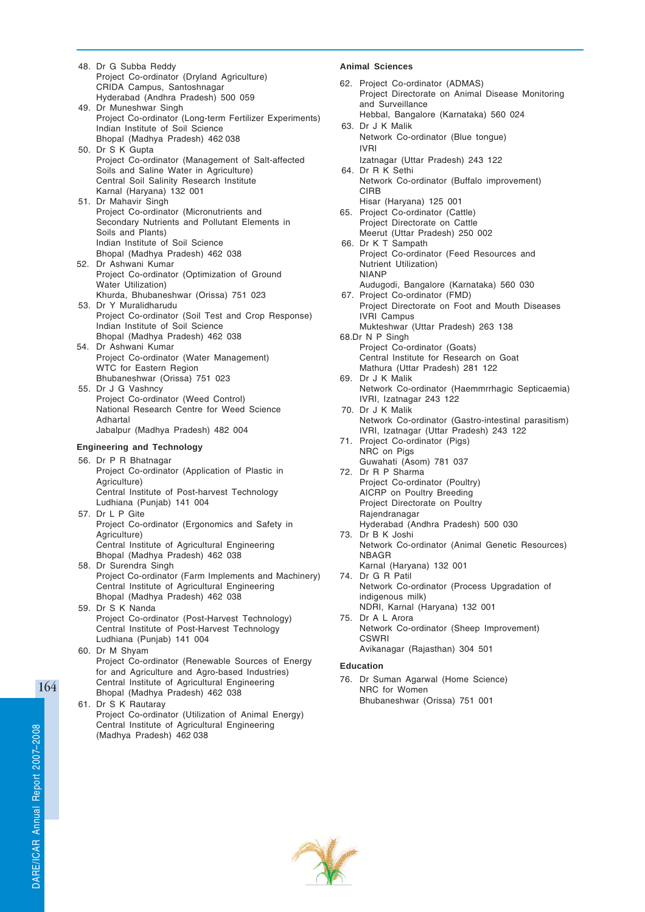48. Dr G Subba Reddy
    Project Co-ordinator (Dryland Agriculture)
    CRIDA Campus, Santoshnagar
    Hyderabad (Andhra Pradesh) 500 059
49. Dr Muneshwar Singh
    Project Co-ordinator (Long-term Fertilizer Experiments)
    Indian Institute of Soil Science
    Bhopal (Madhya Pradesh) 462 038
50. Dr S K Gupta
    Project Co-ordinator (Management of Salt-affected Soils and Saline Water in Agriculture)
    Central Soil Salinity Research Institute
    Karnal (Haryana) 132 001
51. Dr Mahavir Singh
    Project Co-ordinator (Micronutrients and Secondary Nutrients and Pollutant Elements in Soils and Plants)
    Indian Institute of Soil Science
    Bhopal (Madhya Pradesh) 462 038
52. Dr Ashwani Kumar
    Project Co-ordinator (Optimization of Ground Water Utilization)
    Khurda, Bhubaneshwar (Orissa) 751 023
53. Dr Y Muralidharudu
    Project Co-ordinator (Soil Test and Crop Response)
    Indian Institute of Soil Science
    Bhopal (Madhya Pradesh) 462 038
54. Dr Ashwani Kumar
    Project Co-ordinator (Water Management)
    WTC for Eastern Region
    Bhubaneshwar (Orissa) 751 023
55. Dr J G Vashncy
    Project Co-ordinator (Weed Control)
    National Research Centre for Weed Science
    Adhartal
    Jabalpur (Madhya Pradesh) 482 004

### Engineering and Technology

56. Dr P R Bhatnagar
    Project Co-ordinator (Application of Plastic in Agriculture)
    Central Institute of Post-harvest Technology
    Ludhiana (Punjab) 141 004
57. Dr L P Gite
    Project Co-ordinator (Ergonomics and Safety in Agriculture)
    Central Institute of Agricultural Engineering
    Bhopal (Madhya Pradesh) 462 038
58. Dr Surendra Singh
    Project Co-ordinator (Farm Implements and Machinery)
    Central Institute of Agricultural Engineering
    Bhopal (Madhya Pradesh) 462 038
59. Dr S K Nanda
    Project Co-ordinator (Post-Harvest Technology)
    Central Institute of Post-Harvest Technology
    Ludhiana (Punjab) 141 004
60. Dr M Shyam
    Project Co-ordinator (Renewable Sources of Energy for and Agriculture and Agro-based Industries)
    Central Institute of Agricultural Engineering
    Bhopal (Madhya Pradesh) 462 038
61. Dr S K Rautaray
    Project Co-ordinator (Utilization of Animal Energy)
    Central Institute of Agricultural Engineering
    (Madhya Pradesh) 462 038

### Animal Sciences

62. Project Co-ordinator (ADMAS)
    Project Directorate on Animal Disease Monitoring and Surveillance
    Hebbal, Bangalore (Karnataka) 560 024
63. Dr J K Malik
    Network Co-ordinator (Blue tongue)
    IVRI
    Izatnagar (Uttar Pradesh) 243 122
64. Dr R K Sethi
    Network Co-ordinator (Buffalo improvement)
    CIRB
    Hisar (Haryana) 125 001
65. Project Co-ordinator (Cattle)
    Project Directorate on Cattle
    Meerut (Uttar Pradesh) 250 002
66. Dr K T Sampath
    Project Co-ordinator (Feed Resources and Nutrient Utilization)
    NIANP
    Audugodi, Bangalore (Karnataka) 560 030
67. Project Co-ordinator (FMD)
    Project Directorate on Foot and Mouth Diseases
    IVRI Campus
    Mukteshwar (Uttar Pradesh) 263 138
68. Dr N P Singh
    Project Co-ordinator (Goats)
    Central Institute for Research on Goat
    Mathura (Uttar Pradesh) 281 122
69. Dr J K Malik
    Network Co-ordinator (Haemmrrhagic Septicaemia)
    IVRI, Izatnagar 243 122
70. Dr J K Malik
    Network Co-ordinator (Gastro-intestinal parasitism)
    IVRI, Izatnagar (Uttar Pradesh) 243 122
71. Project Co-ordinator (Pigs)
    NRC on Pigs
    Guwahati (Asom) 781 037
72. Dr R P Sharma
    Project Co-ordinator (Poultry)
    AICRP on Poultry Breeding
    Project Directorate on Poultry
    Rajendranagar
    Hyderabad (Andhra Pradesh) 500 030
73. Dr B K Joshi
    Network Co-ordinator (Animal Genetic Resources)
    NBAGR
    Karnal (Haryana) 132 001
74. Dr G R Patil
    Network Co-ordinator (Process Upgradation of indigenous milk)
    NDRI, Karnal (Haryana) 132 001
75. Dr A L Arora
    Network Co-ordinator (Sheep Improvement)
    CSWRI
    Avikanagar (Rajasthan) 304 501

### Education

76. Dr Suman Agarwal (Home Science)
    NRC for Women
    Bhubaneshwar (Orissa) 751 001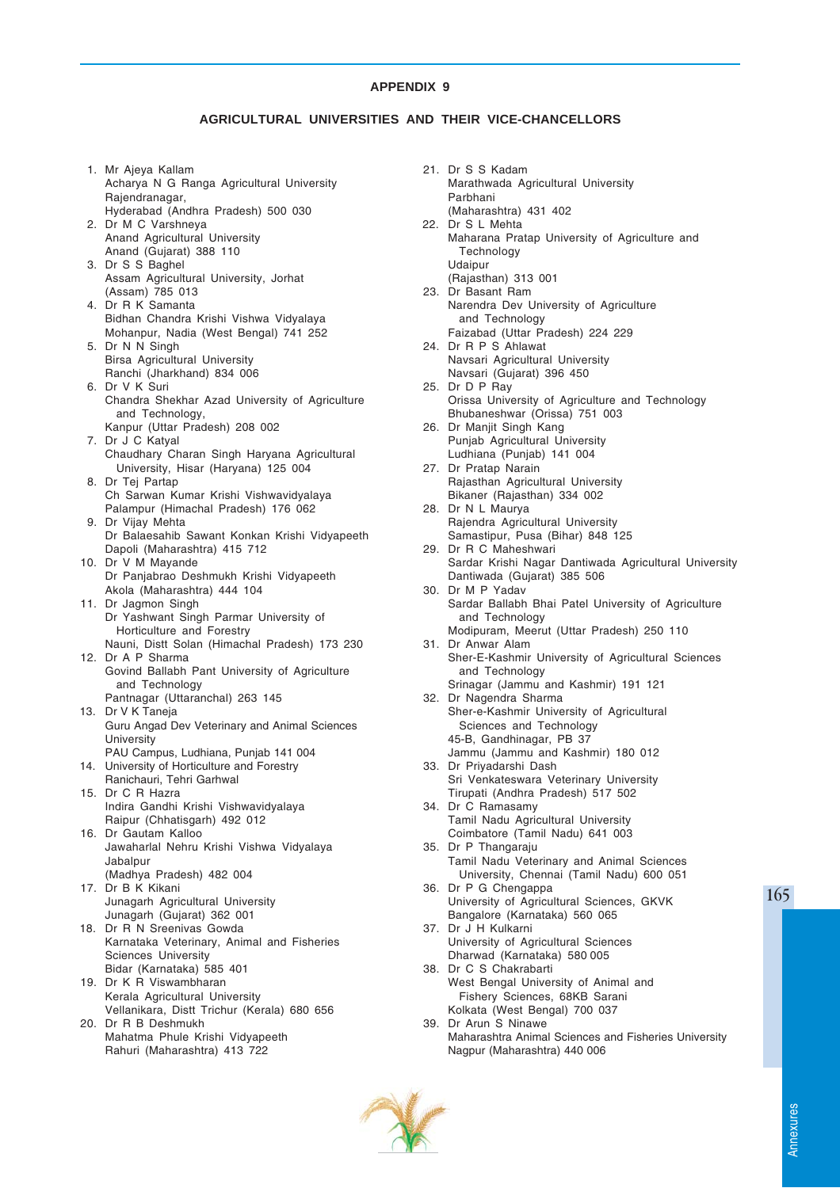## APPENDIX 9

### AGRICULTURAL UNIVERSITIES AND THEIR VICE-CHANCELLORS

1. Mr Ajeya Kallam
   Acharya N G Ranga Agricultural University
   Rajendranagar,
   Hyderabad (Andhra Pradesh) 500 030
2. Dr M C Varshneya
   Anand Agricultural University
   Anand (Gujarat) 388 110
3. Dr S S Baghel
   Assam Agricultural University, Jorhat
   (Assam) 785 013
4. Dr R K Samanta
   Bidhan Chandra Krishi Vishwa Vidyalaya
   Mohanpur, Nadia (West Bengal) 741 252
5. Dr N N Singh
   Birsa Agricultural University
   Ranchi (Jharkhand) 834 006
6. Dr V K Suri
   Chandra Shekhar Azad University of Agriculture and Technology,
   Kanpur (Uttar Pradesh) 208 002
7. Dr J C Katyal
   Chaudhary Charan Singh Haryana Agricultural University, Hisar (Haryana) 125 004
8. Dr Tej Partap
   Ch Sarwan Kumar Krishi Vishwavidyalaya
   Palampur (Himachal Pradesh) 176 062
9. Dr Vijay Mehta
   Dr Balaesahib Sawant Konkan Krishi Vidyapeeth
   Dapoli (Maharashtra) 415 712
10. Dr V M Mayande
    Dr Panjabrao Deshmukh Krishi Vidyapeeth
    Akola (Maharashtra) 444 104
11. Dr Jagmon Singh
    Dr Yashwant Singh Parmar University of Horticulture and Forestry
    Nauni, Distt Solan (Himachal Pradesh) 173 230
12. Dr A P Sharma
    Govind Ballabh Pant University of Agriculture and Technology
    Pantnagar (Uttaranchal) 263 145
13. Dr V K Taneja
    Guru Angad Dev Veterinary and Animal Sciences University
    PAU Campus, Ludhiana, Punjab 141 004
14. University of Horticulture and Forestry
    Ranichauri, Tehri Garhwal
15. Dr C R Hazra
    Indira Gandhi Krishi Vishwavidyalaya
    Raipur (Chhatisgarh) 492 012
16. Dr Gautam Kalloo
    Jawaharlal Nehru Krishi Vishwa Vidyalaya
    Jabalpur
    (Madhya Pradesh) 482 004
17. Dr B K Kikani
    Junagarh Agricultural University
    Junagarh (Gujarat) 362 001
18. Dr R N Sreenivas Gowda
    Karnataka Veterinary, Animal and Fisheries Sciences University
    Bidar (Karnataka) 585 401
19. Dr K R Viswambharan
    Kerala Agricultural University
    Vellanikara, Distt Trichur (Kerala) 680 656
20. Dr R B Deshmukh
    Mahatma Phule Krishi Vidyapeeth
    Rahuri (Maharashtra) 413 722
21. Dr S S Kadam
    Marathwada Agricultural University
    Parbhani
    (Maharashtra) 431 402
22. Dr S L Mehta
    Maharana Pratap University of Agriculture and Technology
    Udaipur
    (Rajasthan) 313 001
23. Dr Basant Ram
    Narendra Dev University of Agriculture and Technology
    Faizabad (Uttar Pradesh) 224 229
24. Dr R P S Ahlawat
    Navsari Agricultural University
    Navsari (Gujarat) 396 450
25. Dr D P Ray
    Orissa University of Agriculture and Technology
    Bhubaneshwar (Orissa) 751 003
26. Dr Manjit Singh Kang
    Punjab Agricultural University
    Ludhiana (Punjab) 141 004
27. Dr Pratap Narain
    Rajasthan Agricultural University
    Bikaner (Rajasthan) 334 002
28. Dr N L Maurya
    Rajendra Agricultural University
    Samastipur, Pusa (Bihar) 848 125
29. Dr R C Maheshwari
    Sardar Krishi Nagar Dantiwada Agricultural University
    Dantiwada (Gujarat) 385 506
30. Dr M P Yadav
    Sardar Ballabh Bhai Patel University of Agriculture and Technology
    Modipuram, Meerut (Uttar Pradesh) 250 110
31. Dr Anwar Alam
    Sher-E-Kashmir University of Agricultural Sciences and Technology
    Srinagar (Jammu and Kashmir) 191 121
32. Dr Nagendra Sharma
    Sher-e-Kashmir University of Agricultural Sciences and Technology
    45-B, Gandhinagar, PB 37
    Jammu (Jammu and Kashmir) 180 012
33. Dr Priyadarshi Dash
    Sri Venkateswara Veterinary University
    Tirupati (Andhra Pradesh) 517 502
34. Dr C Ramasamy
    Tamil Nadu Agricultural University
    Coimbatore (Tamil Nadu) 641 003
35. Dr P Thangaraju
    Tamil Nadu Veterinary and Animal Sciences University, Chennai (Tamil Nadu) 600 051
36. Dr P G Chengappa
    University of Agricultural Sciences, GKVK
    Bangalore (Karnataka) 560 065
37. Dr J H Kulkarni
    University of Agricultural Sciences
    Dharwad (Karnataka) 580 005
38. Dr C S Chakrabarti
    West Bengal University of Animal and Fishery Sciences, 68KB Sarani
    Kolkata (West Bengal) 700 037
39. Dr Arun S Ninawe
    Maharashtra Animal Sciences and Fisheries University
    Nagpur (Maharashtra) 440 006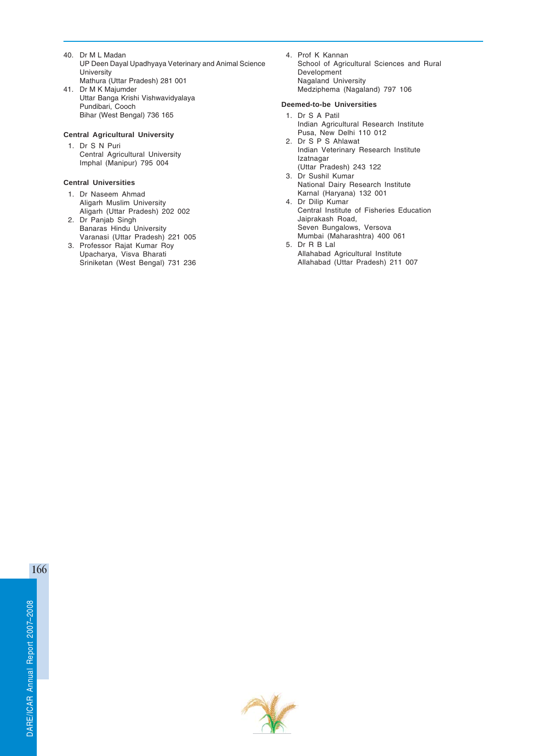40. Dr M L Madan
    UP Deen Dayal Upadhyaya Veterinary and Animal Science University
    Mathura (Uttar Pradesh) 281 001
41. Dr M K Majumder
    Uttar Banga Krishi Vishwavidyalaya
    Pundibari, Cooch
    Bihar (West Bengal) 736 165

**Central Agricultural University**

1. Dr S N Puri
   Central Agricultural University
   Imphal (Manipur) 795 004

**Central Universities**

1. Dr Naseem Ahmad
   Aligarh Muslim University
   Aligarh (Uttar Pradesh) 202 002
2. Dr Panjab Singh
   Banaras Hindu University
   Varanasi (Uttar Pradesh) 221 005
3. Professor Rajat Kumar Roy
   Upacharya, Visva Bharati
   Sriniketan (West Bengal) 731 236
4. Prof K Kannan
   School of Agricultural Sciences and Rural Development
   Nagaland University
   Medziphema (Nagaland) 797 106

**Deemed-to-be Universities**

1. Dr S A Patil
   Indian Agricultural Research Institute
   Pusa, New Delhi 110 012
2. Dr S P S Ahlawat
   Indian Veterinary Research Institute
   Izatnagar
   (Uttar Pradesh) 243 122
3. Dr Sushil Kumar
   National Dairy Research Institute
   Karnal (Haryana) 132 001
4. Dr Dilip Kumar
   Central Institute of Fisheries Education
   Jaiprakash Road,
   Seven Bungalows, Versova
   Mumbai (Maharashtra) 400 061
5. Dr R B Lal
   Allahabad Agricultural Institute
   Allahabad (Uttar Pradesh) 211 007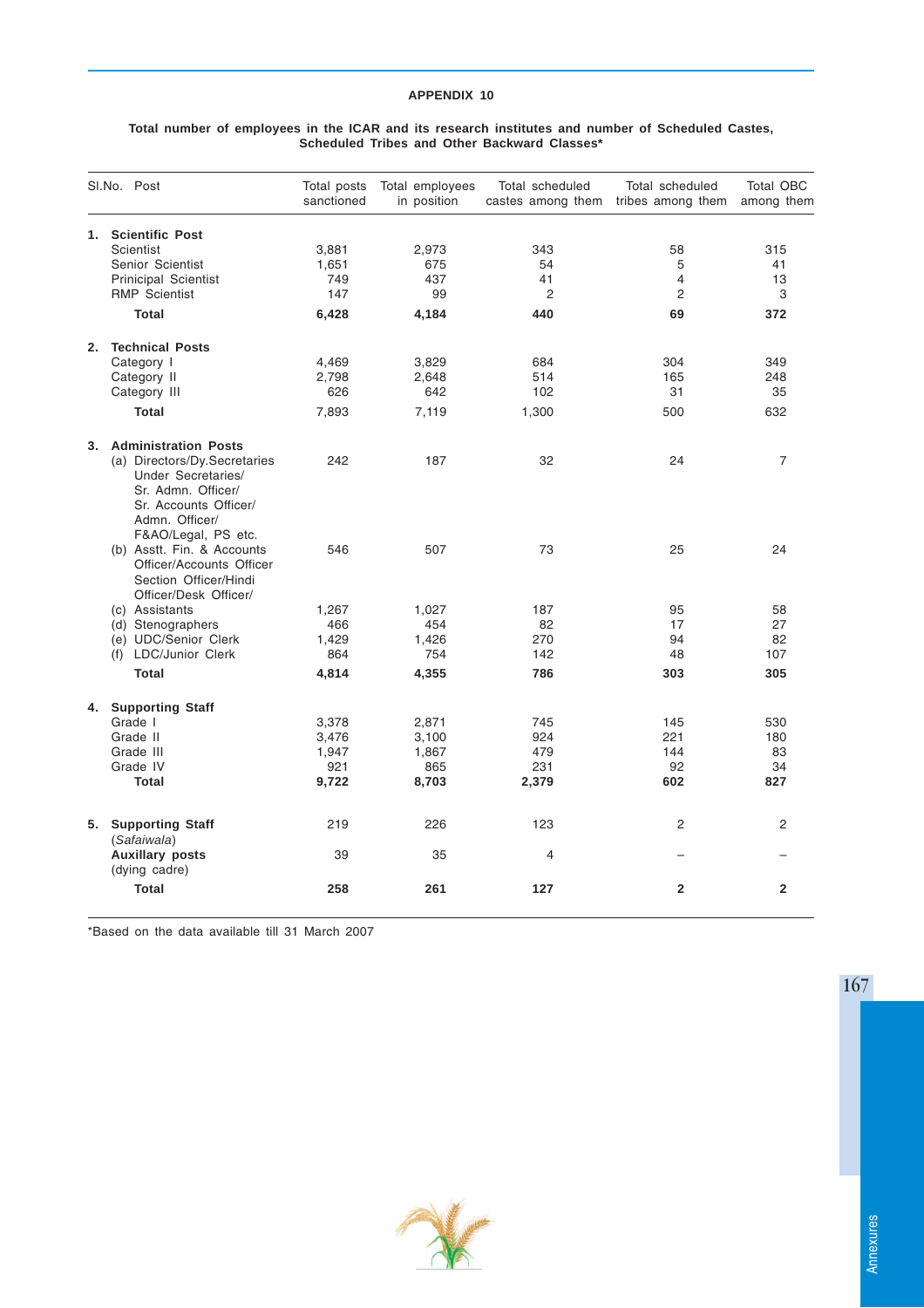# APPENDIX 10

**Total number of employees in the ICAR and its research institutes and number of Scheduled Castes, Scheduled Tribes and Other Backward Classes***

| Sl.No. | Post | Total posts sanctioned | Total employees in position | Total scheduled castes among them | Total scheduled tribes among them | Total OBC among them |
|---|---|---|---|---|---|---|
| 1. | **Scientific Post** | | | | | |
| | Scientist | 3,881 | 2,973 | 343 | 58 | 315 |
| | Senior Scientist | 1,651 | 675 | 54 | 5 | 41 |
| | Prinicipal Scientist | 749 | 437 | 41 | 4 | 13 |
| | RMP Scientist | 147 | 99 | 2 | 2 | 3 |
| | **Total** | **6,428** | **4,184** | **440** | **69** | **372** |
| 2. | **Technical Posts** | | | | | |
| | Category I | 4,469 | 3,829 | 684 | 304 | 349 |
| | Category II | 2,798 | 2,648 | 514 | 165 | 248 |
| | Category III | 626 | 642 | 102 | 31 | 35 |
| | **Total** | 7,893 | 7,119 | 1,300 | 500 | 632 |
| 3. | **Administration Posts** | | | | | |
| | (a) Directors/Dy.Secretaries Under Secretaries/ Sr. Admn. Officer/ Sr. Accounts Officer/ Admn. Officer/ F&AO/Legal, PS etc. | 242 | 187 | 32 | 24 | 7 |
| | (b) Asstt. Fin. & Accounts Officer/Accounts Officer Section Officer/Hindi Officer/Desk Officer/ | 546 | 507 | 73 | 25 | 24 |
| | (c) Assistants | 1,267 | 1,027 | 187 | 95 | 58 |
| | (d) Stenographers | 466 | 454 | 82 | 17 | 27 |
| | (e) UDC/Senior Clerk | 1,429 | 1,426 | 270 | 94 | 82 |
| | (f) LDC/Junior Clerk | 864 | 754 | 142 | 48 | 107 |
| | **Total** | **4,814** | **4,355** | **786** | **303** | **305** |
| 4. | **Supporting Staff** | | | | | |
| | Grade I | 3,378 | 2,871 | 745 | 145 | 530 |
| | Grade II | 3,476 | 3,100 | 924 | 221 | 180 |
| | Grade III | 1,947 | 1,867 | 479 | 144 | 83 |
| | Grade IV | 921 | 865 | 231 | 92 | 34 |
| | **Total** | **9,722** | **8,703** | **2,379** | **602** | **827** |
| 5. | **Supporting Staff** (*Safaiwala*) | 219 | 226 | 123 | 2 | 2 |
| | **Auxillary posts** (dying cadre) | 39 | 35 | 4 | – | – |
| | **Total** | **258** | **261** | **127** | **2** | **2** |

*Based on the data available till 31 March 2007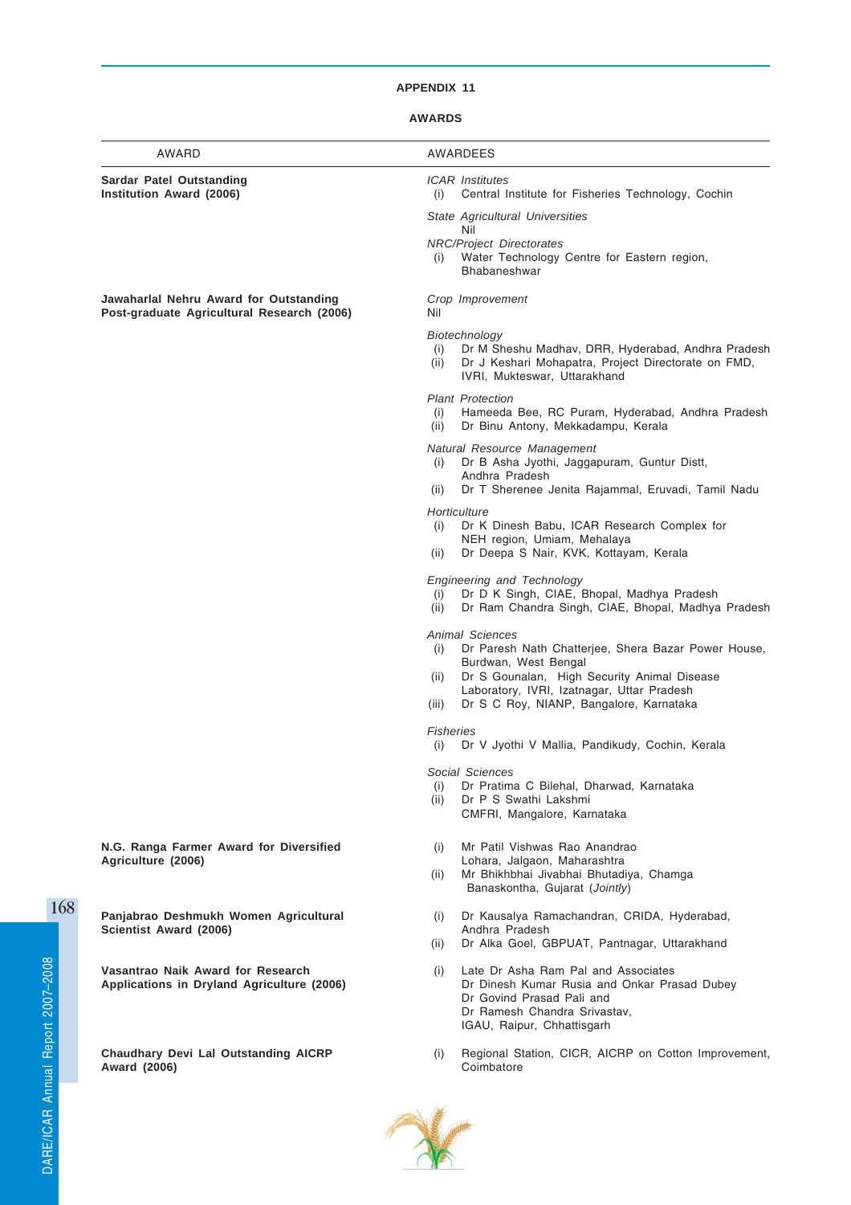## APPENDIX 11

### AWARDS

| AWARD | AWARDEES |
|---|---|
| **Sardar Patel Outstanding Institution Award (2006)** | *ICAR Institutes*<br>(i) Central Institute for Fisheries Technology, Cochin<br>*State Agricultural Universities*<br>Nil<br>*NRC/Project Directorates*<br>(i) Water Technology Centre for Eastern region, Bhabaneshwar |
| **Jawaharlal Nehru Award for Outstanding Post-graduate Agricultural Research (2006)** | *Crop Improvement*<br>Nil<br>*Biotechnology*<br>(i) Dr M Sheshu Madhav, DRR, Hyderabad, Andhra Pradesh<br>(ii) Dr J Keshari Mohapatra, Project Directorate on FMD, IVRI, Mukteswar, Uttarakhand<br>*Plant Protection*<br>(i) Hameeda Bee, RC Puram, Hyderabad, Andhra Pradesh<br>(ii) Dr Binu Antony, Mekkadampu, Kerala<br>*Natural Resource Management*<br>(i) Dr B Asha Jyothi, Jaggapuram, Guntur Distt, Andhra Pradesh<br>(ii) Dr T Sherenee Jenita Rajammal, Eruvadi, Tamil Nadu<br>*Horticulture*<br>(i) Dr K Dinesh Babu, ICAR Research Complex for NEH region, Umiam, Mehalaya<br>(ii) Dr Deepa S Nair, KVK, Kottayam, Kerala<br>*Engineering and Technology*<br>(i) Dr D K Singh, CIAE, Bhopal, Madhya Pradesh<br>(ii) Dr Ram Chandra Singh, CIAE, Bhopal, Madhya Pradesh<br>*Animal Sciences*<br>(i) Dr Paresh Nath Chatterjee, Shera Bazar Power House, Burdwan, West Bengal<br>(ii) Dr S Gounalan, High Security Animal Disease Laboratory, IVRI, Izatnagar, Uttar Pradesh<br>(iii) Dr S C Roy, NIANP, Bangalore, Karnataka<br>*Fisheries*<br>(i) Dr V Jyothi V Mallia, Pandikudy, Cochin, Kerala<br>*Social Sciences*<br>(i) Dr Pratima C Bilehal, Dharwad, Karnataka<br>(ii) Dr P S Swathi Lakshmi CMFRI, Mangalore, Karnataka |
| **N.G. Ranga Farmer Award for Diversified Agriculture (2006)** | (i) Mr Patil Vishwas Rao Anandrao Lohara, Jalgaon, Maharashtra<br>(ii) Mr Bhikhbhai Jivabhai Bhutadiya, Chamga Banaskontha, Gujarat (*Jointly*) |
| **Panjabrao Deshmukh Women Agricultural Scientist Award (2006)** | (i) Dr Kausalya Ramachandran, CRIDA, Hyderabad, Andhra Pradesh<br>(ii) Dr Alka Goel, GBPUAT, Pantnagar, Uttarakhand |
| **Vasantrao Naik Award for Research Applications in Dryland Agriculture (2006)** | (i) Late Dr Asha Ram Pal and Associates Dr Dinesh Kumar Rusia and Onkar Prasad Dubey Dr Govind Prasad Pali and Dr Ramesh Chandra Srivastav, IGAU, Raipur, Chhattisgarh |
| **Chaudhary Devi Lal Outstanding AICRP Award (2006)** | (i) Regional Station, CICR, AICRP on Cotton Improvement, Coimbatore |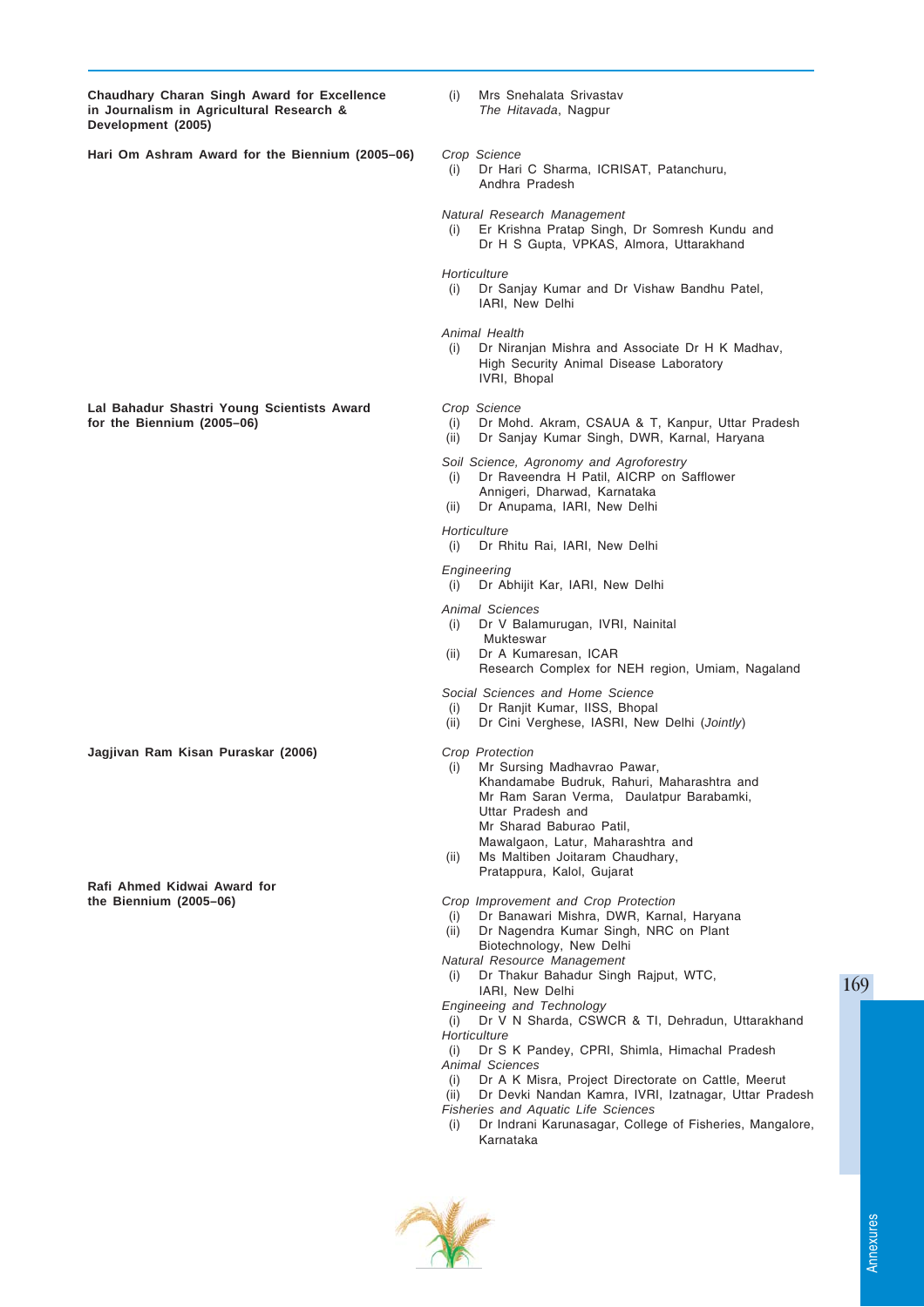**Chaudhary Charan Singh Award for Excellence in Journalism in Agricultural Research & Development (2005)**

(i) Mrs Snehalata Srivastav
*The Hitavada*, Nagpur

**Hari Om Ashram Award for the Biennium (2005–06)**

*Crop Science*

(i) Dr Hari C Sharma, ICRISAT, Patanchuru, Andhra Pradesh

*Natural Research Management*

(i) Er Krishna Pratap Singh, Dr Somresh Kundu and Dr H S Gupta, VPKAS, Almora, Uttarakhand

*Horticulture*

(i) Dr Sanjay Kumar and Dr Vishaw Bandhu Patel, IARI, New Delhi

*Animal Health*

(i) Dr Niranjan Mishra and Associate Dr H K Madhav, High Security Animal Disease Laboratory IVRI, Bhopal

**Lal Bahadur Shastri Young Scientists Award for the Biennium (2005–06)**

*Crop Science*

(i) Dr Mohd. Akram, CSAUA & T, Kanpur, Uttar Pradesh
(ii) Dr Sanjay Kumar Singh, DWR, Karnal, Haryana

*Soil Science, Agronomy and Agroforestry*

(i) Dr Raveendra H Patil, AICRP on Safflower Annigeri, Dharwad, Karnataka
(ii) Dr Anupama, IARI, New Delhi

*Horticulture*

(i) Dr Rhitu Rai, IARI, New Delhi

*Engineering*

(i) Dr Abhijit Kar, IARI, New Delhi

*Animal Sciences*

(i) Dr V Balamurugan, IVRI, Nainital Mukteswar
(ii) Dr A Kumaresan, ICAR Research Complex for NEH region, Umiam, Nagaland

*Social Sciences and Home Science*

(i) Dr Ranjit Kumar, IISS, Bhopal
(ii) Dr Cini Verghese, IASRI, New Delhi (*Jointly*)

**Jagjivan Ram Kisan Puraskar (2006)**

*Crop Protection*

(i) Mr Sursing Madhavrao Pawar, Khandamabe Budruk, Rahuri, Maharashtra and Mr Ram Saran Verma, Daulatpur Barabamki, Uttar Pradesh and Mr Sharad Baburao Patil, Mawalgaon, Latur, Maharashtra and
(ii) Ms Maltiben Joitaram Chaudhary, Pratappura, Kalol, Gujarat

**Rafi Ahmed Kidwai Award for the Biennium (2005–06)**

*Crop Improvement and Crop Protection*

(i) Dr Banawari Mishra, DWR, Karnal, Haryana
(ii) Dr Nagendra Kumar Singh, NRC on Plant Biotechnology, New Delhi

*Natural Resource Management*

(i) Dr Thakur Bahadur Singh Rajput, WTC, IARI, New Delhi

*Engineeing and Technology*

(i) Dr V N Sharda, CSWCR & TI, Dehradun, Uttarakhand

*Horticulture*

(i) Dr S K Pandey, CPRI, Shimla, Himachal Pradesh

*Animal Sciences*

(i) Dr A K Misra, Project Directorate on Cattle, Meerut
(ii) Dr Devki Nandan Kamra, IVRI, Izatnagar, Uttar Pradesh

*Fisheries and Aquatic Life Sciences*

(i) Dr Indrani Karunasagar, College of Fisheries, Mangalore, Karnataka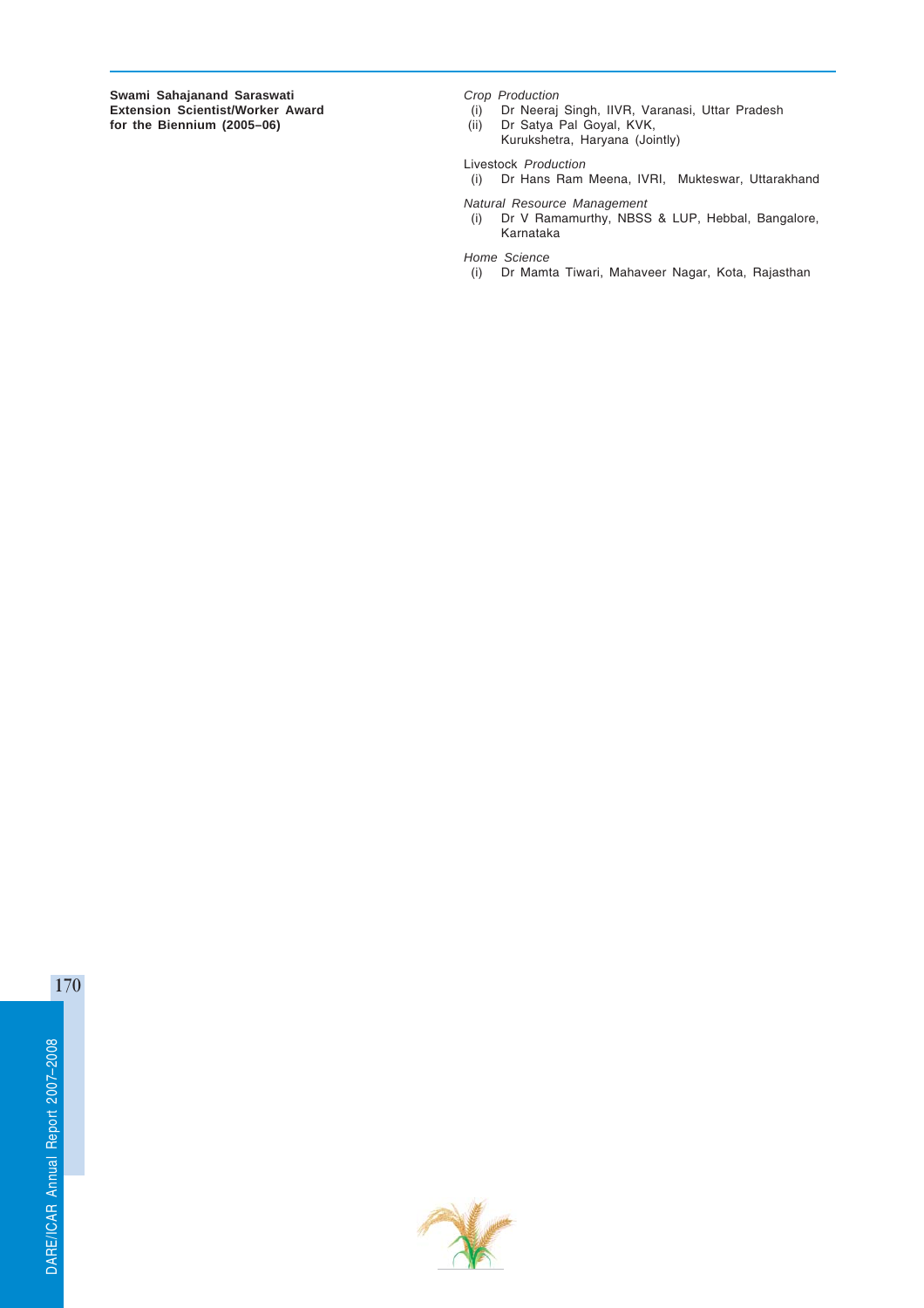**Swami Sahajanand Saraswati Extension Scientist/Worker Award for the Biennium (2005–06)**

*Crop Production*

(i) Dr Neeraj Singh, IIVR, Varanasi, Uttar Pradesh
(ii) Dr Satya Pal Goyal, KVK, Kurukshetra, Haryana (Jointly)

Livestock *Production*

(i) Dr Hans Ram Meena, IVRI, Mukteswar, Uttarakhand

*Natural Resource Management*

(i) Dr V Ramamurthy, NBSS & LUP, Hebbal, Bangalore, Karnataka

*Home Science*

(i) Dr Mamta Tiwari, Mahaveer Nagar, Kota, Rajasthan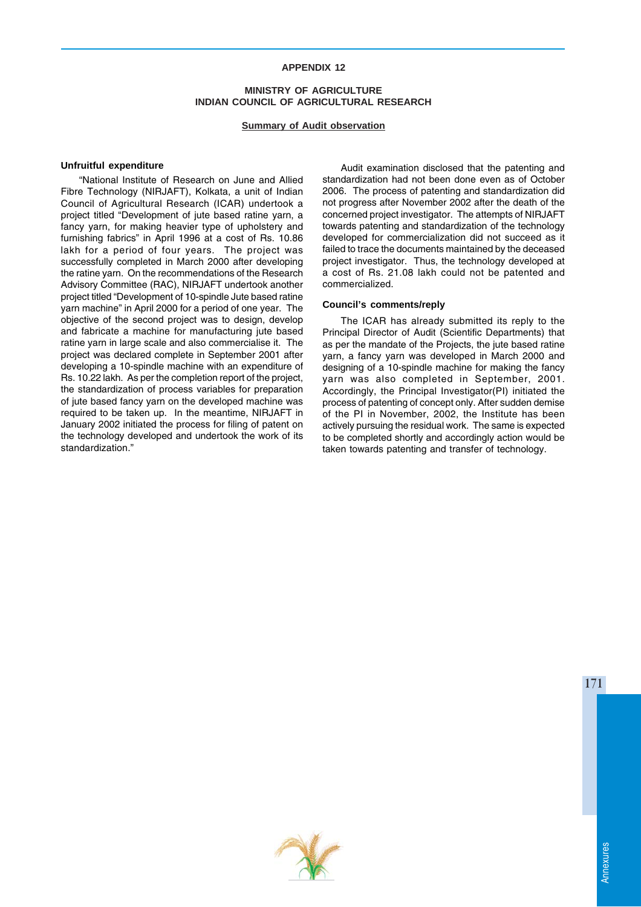# APPENDIX 12

## MINISTRY OF AGRICULTURE
## INDIAN COUNCIL OF AGRICULTURAL RESEARCH

**Summary of Audit observation**

### Unfruitful expenditure

"National Institute of Research on June and Allied Fibre Technology (NIRJAFT), Kolkata, a unit of Indian Council of Agricultural Research (ICAR) undertook a project titled "Development of jute based ratine yarn, a fancy yarn, for making heavier type of upholstery and furnishing fabrics" in April 1996 at a cost of Rs. 10.86 lakh for a period of four years. The project was successfully completed in March 2000 after developing the ratine yarn. On the recommendations of the Research Advisory Committee (RAC), NIRJAFT undertook another project titled "Development of 10-spindle Jute based ratine yarn machine" in April 2000 for a period of one year. The objective of the second project was to design, develop and fabricate a machine for manufacturing jute based ratine yarn in large scale and also commercialise it. The project was declared complete in September 2001 after developing a 10-spindle machine with an expenditure of Rs. 10.22 lakh. As per the completion report of the project, the standardization of process variables for preparation of jute based fancy yarn on the developed machine was required to be taken up. In the meantime, NIRJAFT in January 2002 initiated the process for filing of patent on the technology developed and undertook the work of its standardization."

Audit examination disclosed that the patenting and standardization had not been done even as of October 2006. The process of patenting and standardization did not progress after November 2002 after the death of the concerned project investigator. The attempts of NIRJAFT towards patenting and standardization of the technology developed for commercialization did not succeed as it failed to trace the documents maintained by the deceased project investigator. Thus, the technology developed at a cost of Rs. 21.08 lakh could not be patented and commercialized.

### Council's comments/reply

The ICAR has already submitted its reply to the Principal Director of Audit (Scientific Departments) that as per the mandate of the Projects, the jute based ratine yarn, a fancy yarn was developed in March 2000 and designing of a 10-spindle machine for making the fancy yarn was also completed in September, 2001. Accordingly, the Principal Investigator(PI) initiated the process of patenting of concept only. After sudden demise of the PI in November, 2002, the Institute has been actively pursuing the residual work. The same is expected to be completed shortly and accordingly action would be taken towards patenting and transfer of technology.